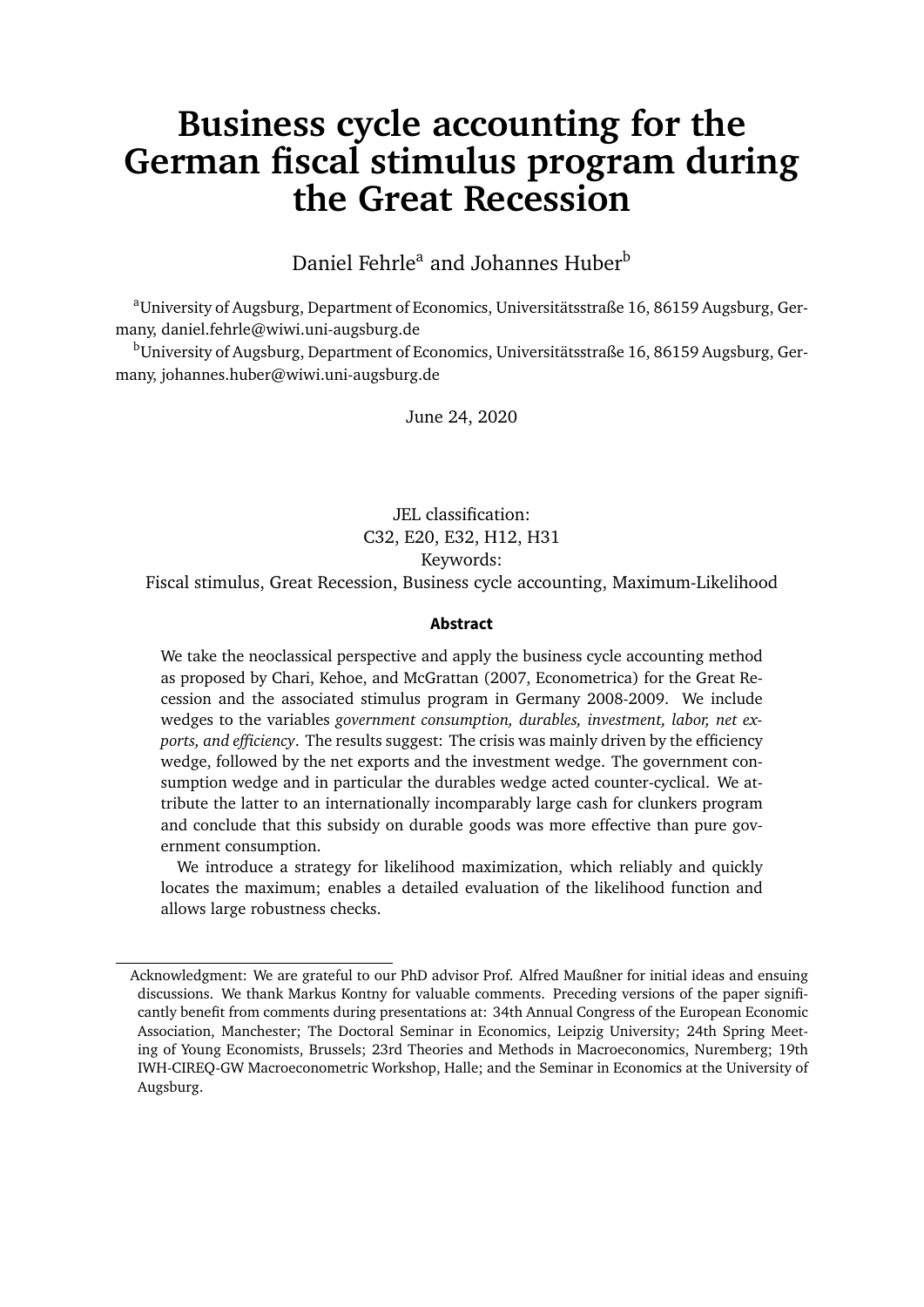# Business cycle accounting for the German fiscal stimulus program during the Great Recession

Daniel Fehrle[a] and Johannes Huber[b]

[a]University of Augsburg, Department of Economics, Universitätsstraße 16, 86159 Augsburg, Germany, daniel.fehrle@wiwi.uni-augsburg.de

[b]University of Augsburg, Department of Economics, Universitätsstraße 16, 86159 Augsburg, Germany, johannes.huber@wiwi.uni-augsburg.de

June 24, 2020

JEL classification:
C32, E20, E32, H12, H31

Keywords:
Fiscal stimulus, Great Recession, Business cycle accounting, Maximum-Likelihood

**Abstract**

We take the neoclassical perspective and apply the business cycle accounting method as proposed by Chari, Kehoe, and McGrattan (2007, Econometrica) for the Great Recession and the associated stimulus program in Germany 2008-2009. We include wedges to the variables *government consumption, durables, investment, labor, net exports, and efficiency*. The results suggest: The crisis was mainly driven by the efficiency wedge, followed by the net exports and the investment wedge. The government consumption wedge and in particular the durables wedge acted counter-cyclical. We attribute the latter to an internationally incomparably large cash for clunkers program and conclude that this subsidy on durable goods was more effective than pure government consumption.

We introduce a strategy for likelihood maximization, which reliably and quickly locates the maximum; enables a detailed evaluation of the likelihood function and allows large robustness checks.

Acknowledgment: We are grateful to our PhD advisor Prof. Alfred Maußner for initial ideas and ensuing discussions. We thank Markus Kontny for valuable comments. Preceding versions of the paper significantly benefit from comments during presentations at: 34th Annual Congress of the European Economic Association, Manchester; The Doctoral Seminar in Economics, Leipzig University; 24th Spring Meeting of Young Economists, Brussels; 23rd Theories and Methods in Macroeconomics, Nuremberg; 19th IWH-CIREQ-GW Macroeconometric Workshop, Halle; and the Seminar in Economics at the University of Augsburg.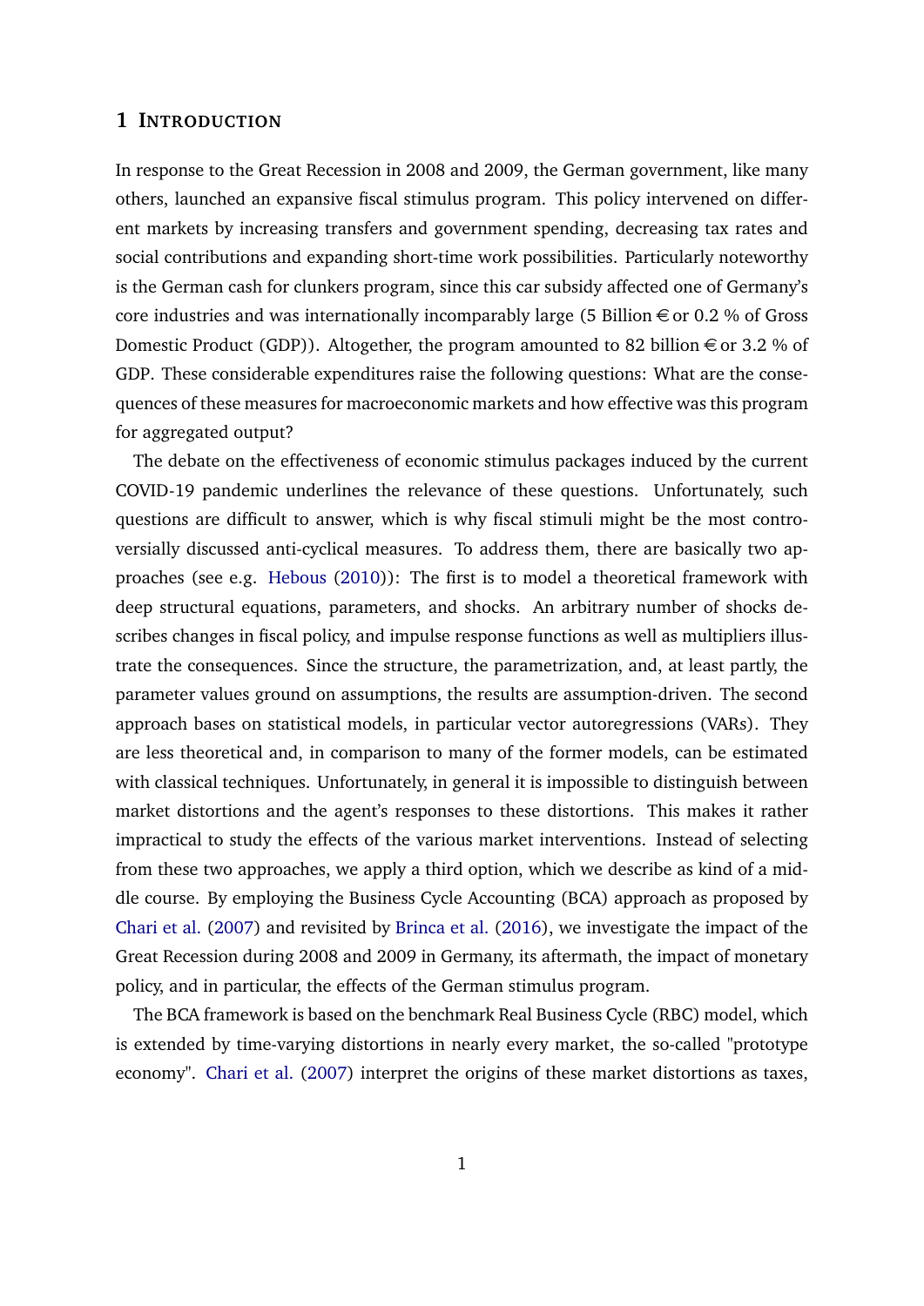## 1 Introduction

In response to the Great Recession in 2008 and 2009, the German government, like many others, launched an expansive fiscal stimulus program. This policy intervened on different markets by increasing transfers and government spending, decreasing tax rates and social contributions and expanding short-time work possibilities. Particularly noteworthy is the German cash for clunkers program, since this car subsidy affected one of Germany's core industries and was internationally incomparably large (5 Billion € or 0.2 % of Gross Domestic Product (GDP)). Altogether, the program amounted to 82 billion € or 3.2 % of GDP. These considerable expenditures raise the following questions: What are the consequences of these measures for macroeconomic markets and how effective was this program for aggregated output?

The debate on the effectiveness of economic stimulus packages induced by the current COVID-19 pandemic underlines the relevance of these questions. Unfortunately, such questions are difficult to answer, which is why fiscal stimuli might be the most controversially discussed anti-cyclical measures. To address them, there are basically two approaches (see e.g. Hebous (2010)): The first is to model a theoretical framework with deep structural equations, parameters, and shocks. An arbitrary number of shocks describes changes in fiscal policy, and impulse response functions as well as multipliers illustrate the consequences. Since the structure, the parametrization, and, at least partly, the parameter values ground on assumptions, the results are assumption-driven. The second approach bases on statistical models, in particular vector autoregressions (VARs). They are less theoretical and, in comparison to many of the former models, can be estimated with classical techniques. Unfortunately, in general it is impossible to distinguish between market distortions and the agent's responses to these distortions. This makes it rather impractical to study the effects of the various market interventions. Instead of selecting from these two approaches, we apply a third option, which we describe as kind of a middle course. By employing the Business Cycle Accounting (BCA) approach as proposed by Chari et al. (2007) and revisited by Brinca et al. (2016), we investigate the impact of the Great Recession during 2008 and 2009 in Germany, its aftermath, the impact of monetary policy, and in particular, the effects of the German stimulus program.

The BCA framework is based on the benchmark Real Business Cycle (RBC) model, which is extended by time-varying distortions in nearly every market, the so-called "prototype economy". Chari et al. (2007) interpret the origins of these market distortions as taxes,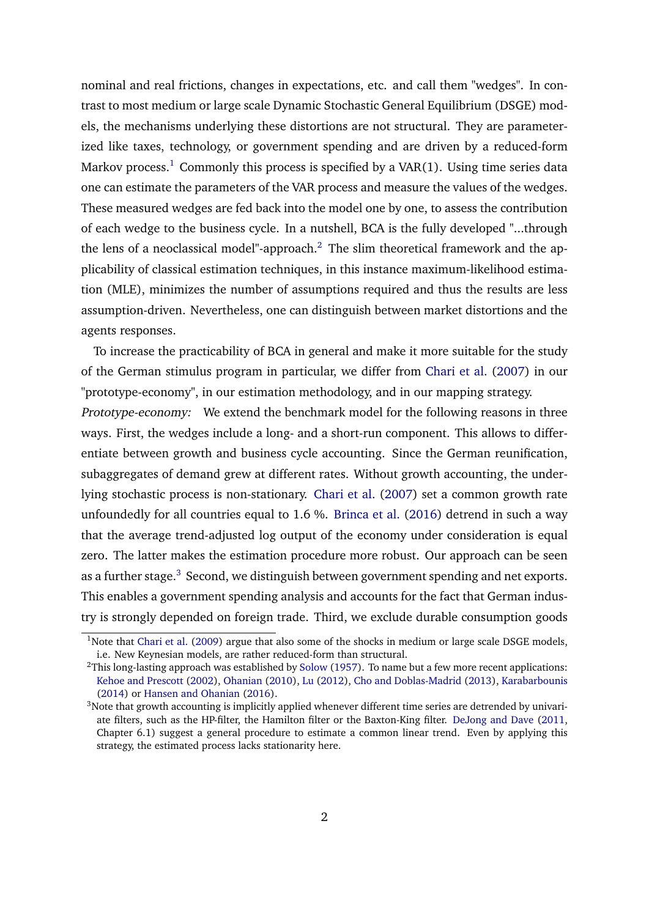nominal and real frictions, changes in expectations, etc. and call them "wedges". In contrast to most medium or large scale Dynamic Stochastic General Equilibrium (DSGE) models, the mechanisms underlying these distortions are not structural. They are parameterized like taxes, technology, or government spending and are driven by a reduced-form Markov process.[1] Commonly this process is specified by a VAR(1). Using time series data one can estimate the parameters of the VAR process and measure the values of the wedges. These measured wedges are fed back into the model one by one, to assess the contribution of each wedge to the business cycle. In a nutshell, BCA is the fully developed "...through the lens of a neoclassical model"-approach.[2] The slim theoretical framework and the applicability of classical estimation techniques, in this instance maximum-likelihood estimation (MLE), minimizes the number of assumptions required and thus the results are less assumption-driven. Nevertheless, one can distinguish between market distortions and the agents responses.

To increase the practicability of BCA in general and make it more suitable for the study of the German stimulus program in particular, we differ from Chari et al. (2007) in our "prototype-economy", in our estimation methodology, and in our mapping strategy.

*Prototype-economy:* We extend the benchmark model for the following reasons in three ways. First, the wedges include a long- and a short-run component. This allows to differentiate between growth and business cycle accounting. Since the German reunification, subaggregates of demand grew at different rates. Without growth accounting, the underlying stochastic process is non-stationary. Chari et al. (2007) set a common growth rate unfoundedly for all countries equal to 1.6 %. Brinca et al. (2016) detrend in such a way that the average trend-adjusted log output of the economy under consideration is equal zero. The latter makes the estimation procedure more robust. Our approach can be seen as a further stage.[3] Second, we distinguish between government spending and net exports. This enables a government spending analysis and accounts for the fact that German industry is strongly depended on foreign trade. Third, we exclude durable consumption goods

[1] Note that Chari et al. (2009) argue that also some of the shocks in medium or large scale DSGE models, i.e. New Keynesian models, are rather reduced-form than structural.

[2] This long-lasting approach was established by Solow (1957). To name but a few more recent applications: Kehoe and Prescott (2002), Ohanian (2010), Lu (2012), Cho and Doblas-Madrid (2013), Karabarbounis (2014) or Hansen and Ohanian (2016).

[3] Note that growth accounting is implicitly applied whenever different time series are detrended by univariate filters, such as the HP-filter, the Hamilton filter or the Baxton-King filter. DeJong and Dave (2011, Chapter 6.1) suggest a general procedure to estimate a common linear trend. Even by applying this strategy, the estimated process lacks stationarity here.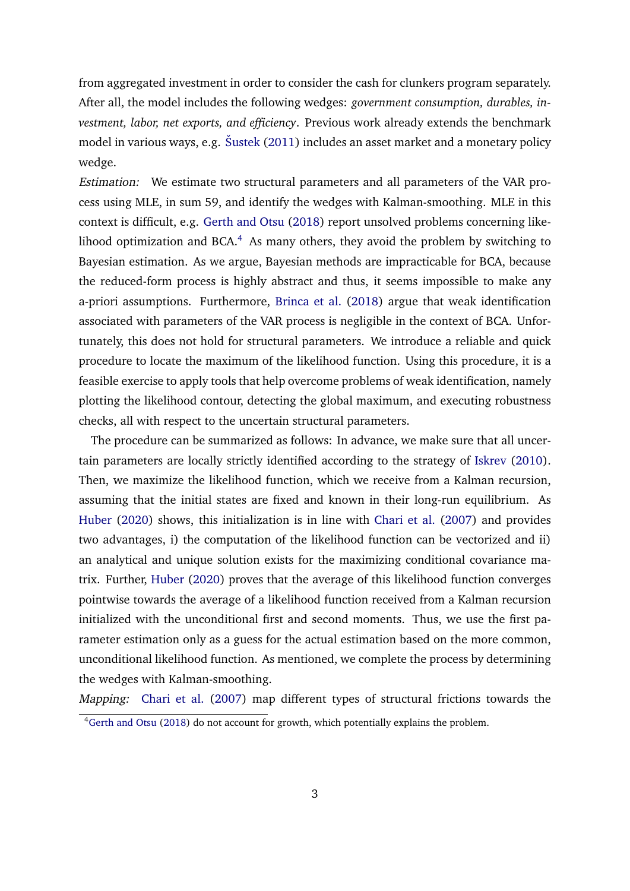from aggregated investment in order to consider the cash for clunkers program separately. After all, the model includes the following wedges: *government consumption, durables, investment, labor, net exports, and efficiency*. Previous work already extends the benchmark model in various ways, e.g. Šustek (2011) includes an asset market and a monetary policy wedge.

*Estimation:* We estimate two structural parameters and all parameters of the VAR process using MLE, in sum 59, and identify the wedges with Kalman-smoothing. MLE in this context is difficult, e.g. Gerth and Otsu (2018) report unsolved problems concerning likelihood optimization and BCA.[4] As many others, they avoid the problem by switching to Bayesian estimation. As we argue, Bayesian methods are impracticable for BCA, because the reduced-form process is highly abstract and thus, it seems impossible to make any a-priori assumptions. Furthermore, Brinca et al. (2018) argue that weak identification associated with parameters of the VAR process is negligible in the context of BCA. Unfortunately, this does not hold for structural parameters. We introduce a reliable and quick procedure to locate the maximum of the likelihood function. Using this procedure, it is a feasible exercise to apply tools that help overcome problems of weak identification, namely plotting the likelihood contour, detecting the global maximum, and executing robustness checks, all with respect to the uncertain structural parameters.

The procedure can be summarized as follows: In advance, we make sure that all uncertain parameters are locally strictly identified according to the strategy of Iskrev (2010). Then, we maximize the likelihood function, which we receive from a Kalman recursion, assuming that the initial states are fixed and known in their long-run equilibrium. As Huber (2020) shows, this initialization is in line with Chari et al. (2007) and provides two advantages, i) the computation of the likelihood function can be vectorized and ii) an analytical and unique solution exists for the maximizing conditional covariance matrix. Further, Huber (2020) proves that the average of this likelihood function converges pointwise towards the average of a likelihood function received from a Kalman recursion initialized with the unconditional first and second moments. Thus, we use the first parameter estimation only as a guess for the actual estimation based on the more common, unconditional likelihood function. As mentioned, we complete the process by determining the wedges with Kalman-smoothing.

*Mapping:* Chari et al. (2007) map different types of structural frictions towards the

[4] Gerth and Otsu (2018) do not account for growth, which potentially explains the problem.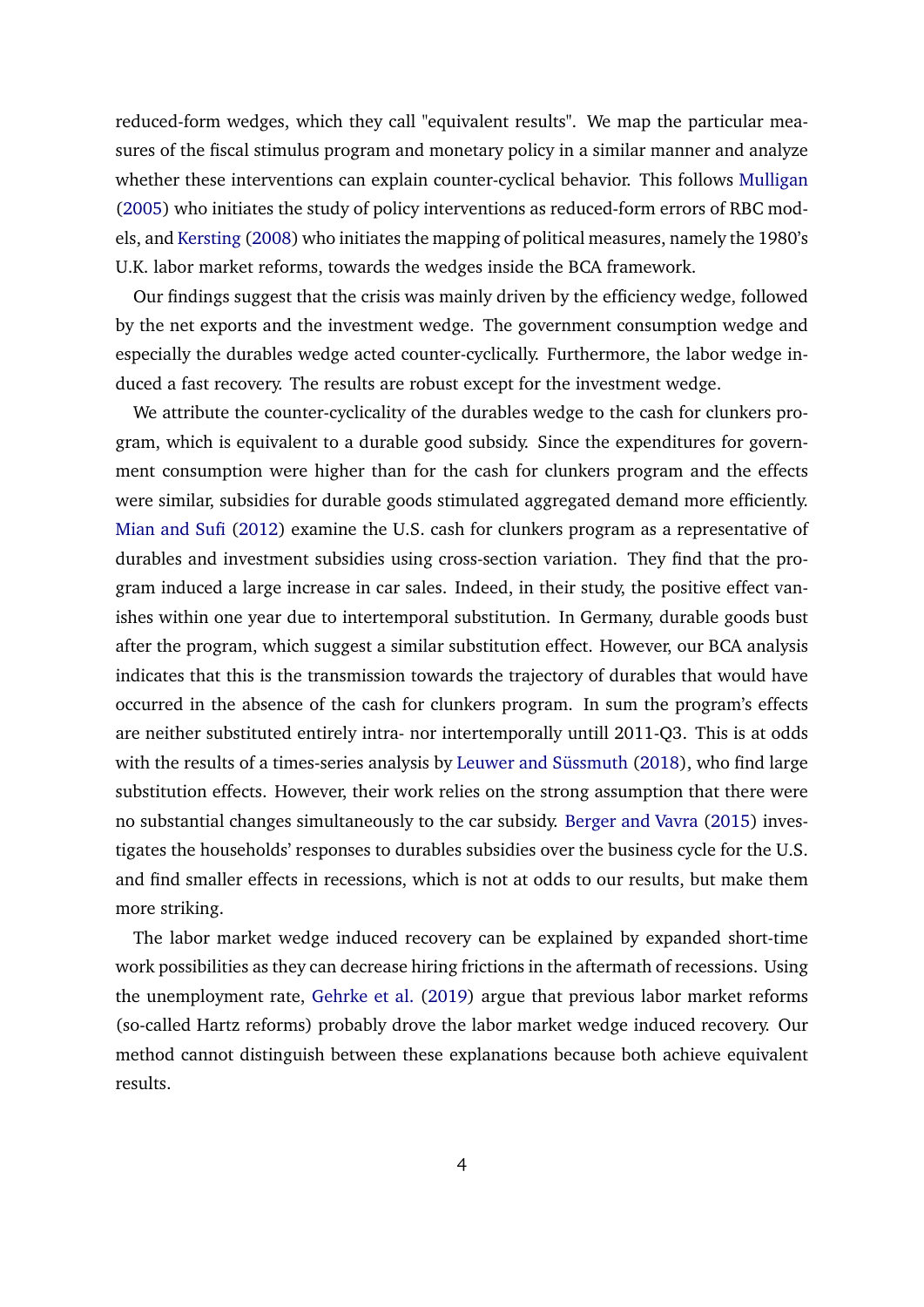reduced-form wedges, which they call "equivalent results". We map the particular measures of the fiscal stimulus program and monetary policy in a similar manner and analyze whether these interventions can explain counter-cyclical behavior. This follows Mulligan (2005) who initiates the study of policy interventions as reduced-form errors of RBC models, and Kersting (2008) who initiates the mapping of political measures, namely the 1980's U.K. labor market reforms, towards the wedges inside the BCA framework.

Our findings suggest that the crisis was mainly driven by the efficiency wedge, followed by the net exports and the investment wedge. The government consumption wedge and especially the durables wedge acted counter-cyclically. Furthermore, the labor wedge induced a fast recovery. The results are robust except for the investment wedge.

We attribute the counter-cyclicality of the durables wedge to the cash for clunkers program, which is equivalent to a durable good subsidy. Since the expenditures for government consumption were higher than for the cash for clunkers program and the effects were similar, subsidies for durable goods stimulated aggregated demand more efficiently. Mian and Sufi (2012) examine the U.S. cash for clunkers program as a representative of durables and investment subsidies using cross-section variation. They find that the program induced a large increase in car sales. Indeed, in their study, the positive effect vanishes within one year due to intertemporal substitution. In Germany, durable goods bust after the program, which suggest a similar substitution effect. However, our BCA analysis indicates that this is the transmission towards the trajectory of durables that would have occurred in the absence of the cash for clunkers program. In sum the program's effects are neither substituted entirely intra- nor intertemporally untill 2011-Q3. This is at odds with the results of a times-series analysis by Leuwer and Süssmuth (2018), who find large substitution effects. However, their work relies on the strong assumption that there were no substantial changes simultaneously to the car subsidy. Berger and Vavra (2015) investigates the households' responses to durables subsidies over the business cycle for the U.S. and find smaller effects in recessions, which is not at odds to our results, but make them more striking.

The labor market wedge induced recovery can be explained by expanded short-time work possibilities as they can decrease hiring frictions in the aftermath of recessions. Using the unemployment rate, Gehrke et al. (2019) argue that previous labor market reforms (so-called Hartz reforms) probably drove the labor market wedge induced recovery. Our method cannot distinguish between these explanations because both achieve equivalent results.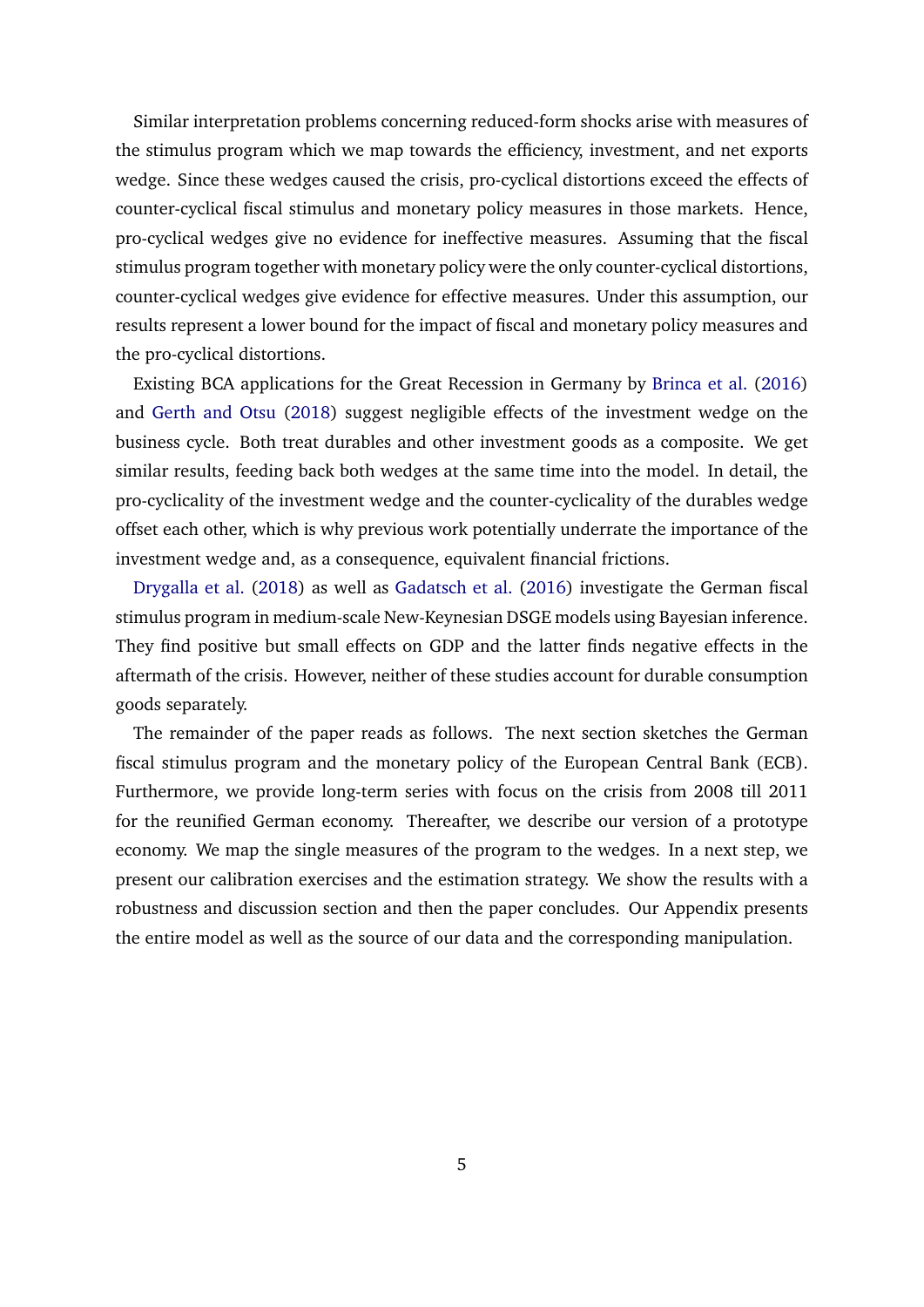Similar interpretation problems concerning reduced-form shocks arise with measures of the stimulus program which we map towards the efficiency, investment, and net exports wedge. Since these wedges caused the crisis, pro-cyclical distortions exceed the effects of counter-cyclical fiscal stimulus and monetary policy measures in those markets. Hence, pro-cyclical wedges give no evidence for ineffective measures. Assuming that the fiscal stimulus program together with monetary policy were the only counter-cyclical distortions, counter-cyclical wedges give evidence for effective measures. Under this assumption, our results represent a lower bound for the impact of fiscal and monetary policy measures and the pro-cyclical distortions.

Existing BCA applications for the Great Recession in Germany by Brinca et al. (2016) and Gerth and Otsu (2018) suggest negligible effects of the investment wedge on the business cycle. Both treat durables and other investment goods as a composite. We get similar results, feeding back both wedges at the same time into the model. In detail, the pro-cyclicality of the investment wedge and the counter-cyclicality of the durables wedge offset each other, which is why previous work potentially underrate the importance of the investment wedge and, as a consequence, equivalent financial frictions.

Drygalla et al. (2018) as well as Gadatsch et al. (2016) investigate the German fiscal stimulus program in medium-scale New-Keynesian DSGE models using Bayesian inference. They find positive but small effects on GDP and the latter finds negative effects in the aftermath of the crisis. However, neither of these studies account for durable consumption goods separately.

The remainder of the paper reads as follows. The next section sketches the German fiscal stimulus program and the monetary policy of the European Central Bank (ECB). Furthermore, we provide long-term series with focus on the crisis from 2008 till 2011 for the reunified German economy. Thereafter, we describe our version of a prototype economy. We map the single measures of the program to the wedges. In a next step, we present our calibration exercises and the estimation strategy. We show the results with a robustness and discussion section and then the paper concludes. Our Appendix presents the entire model as well as the source of our data and the corresponding manipulation.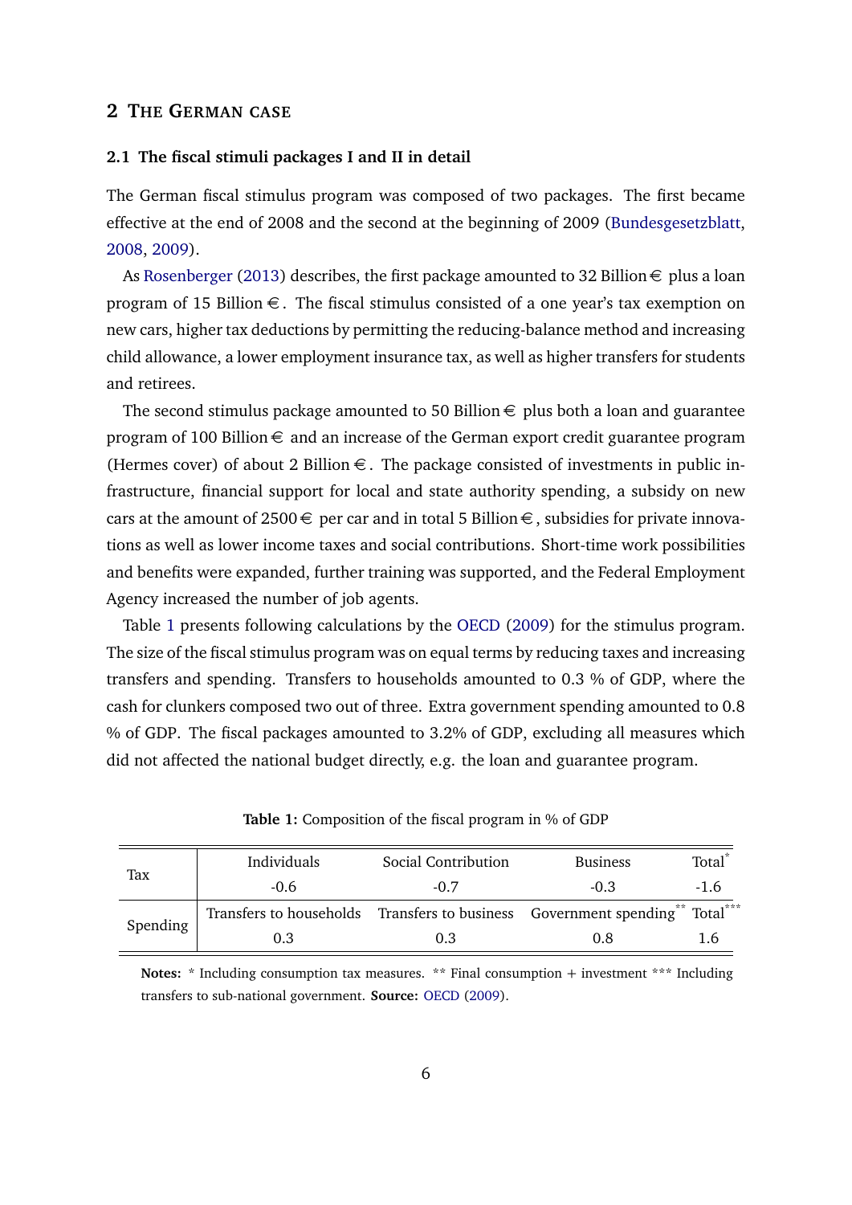## 2 The German case

### 2.1 The fiscal stimuli packages I and II in detail

The German fiscal stimulus program was composed of two packages. The first became effective at the end of 2008 and the second at the beginning of 2009 (Bundesgesetzblatt, 2008, 2009).

As Rosenberger (2013) describes, the first package amounted to 32 Billion € plus a loan program of 15 Billion €. The fiscal stimulus consisted of a one year's tax exemption on new cars, higher tax deductions by permitting the reducing-balance method and increasing child allowance, a lower employment insurance tax, as well as higher transfers for students and retirees.

The second stimulus package amounted to 50 Billion € plus both a loan and guarantee program of 100 Billion € and an increase of the German export credit guarantee program (Hermes cover) of about 2 Billion €. The package consisted of investments in public infrastructure, financial support for local and state authority spending, a subsidy on new cars at the amount of 2500 € per car and in total 5 Billion €, subsidies for private innovations as well as lower income taxes and social contributions. Short-time work possibilities and benefits were expanded, further training was supported, and the Federal Employment Agency increased the number of job agents.

Table 1 presents following calculations by the OECD (2009) for the stimulus program. The size of the fiscal stimulus program was on equal terms by reducing taxes and increasing transfers and spending. Transfers to households amounted to 0.3 % of GDP, where the cash for clunkers composed two out of three. Extra government spending amounted to 0.8 % of GDP. The fiscal packages amounted to 3.2% of GDP, excluding all measures which did not affected the national budget directly, e.g. the loan and guarantee program.

**Table 1:** Composition of the fiscal program in % of GDP

| | | | | |
|---|---|---|---|---|
| Tax | Individuals | Social Contribution | Business | Total* |
| | -0.6 | -0.7 | -0.3 | -1.6 |
| Spending | Transfers to households | Transfers to business | Government spending** | Total*** |
| | 0.3 | 0.3 | 0.8 | 1.6 |

**Notes:** * Including consumption tax measures. ** Final consumption + investment *** Including transfers to sub-national government. **Source:** OECD (2009).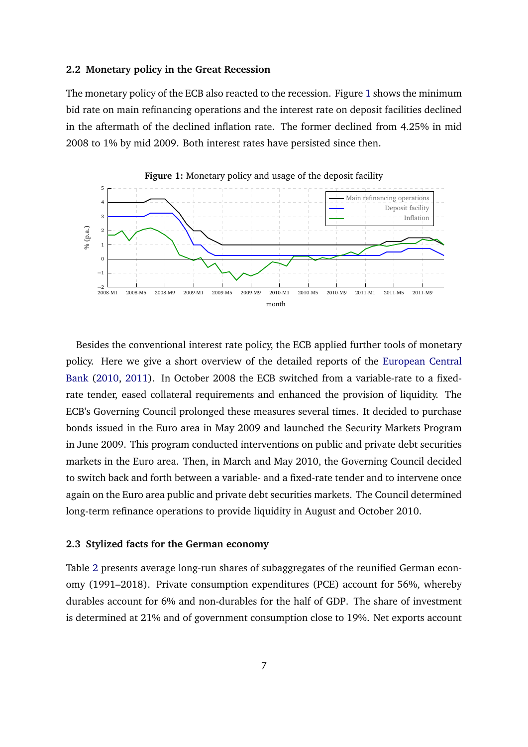### 2.2 Monetary policy in the Great Recession

The monetary policy of the ECB also reacted to the recession. Figure 1 shows the minimum bid rate on main refinancing operations and the interest rate on deposit facilities declined in the aftermath of the declined inflation rate. The former declined from 4.25% in mid 2008 to 1% by mid 2009. Both interest rates have persisted since then.

**Figure 1:** Monetary policy and usage of the deposit facility

Besides the conventional interest rate policy, the ECB applied further tools of monetary policy. Here we give a short overview of the detailed reports of the European Central Bank (2010, 2011). In October 2008 the ECB switched from a variable-rate to a fixed-rate tender, eased collateral requirements and enhanced the provision of liquidity. The ECB's Governing Council prolonged these measures several times. It decided to purchase bonds issued in the Euro area in May 2009 and launched the Security Markets Program in June 2009. This program conducted interventions on public and private debt securities markets in the Euro area. Then, in March and May 2010, the Governing Council decided to switch back and forth between a variable- and a fixed-rate tender and to intervene once again on the Euro area public and private debt securities markets. The Council determined long-term refinance operations to provide liquidity in August and October 2010.

### 2.3 Stylized facts for the German economy

Table 2 presents average long-run shares of subaggregates of the reunified German economy (1991–2018). Private consumption expenditures (PCE) account for 56%, whereby durables account for 6% and non-durables for the half of GDP. The share of investment is determined at 21% and of government consumption close to 19%. Net exports account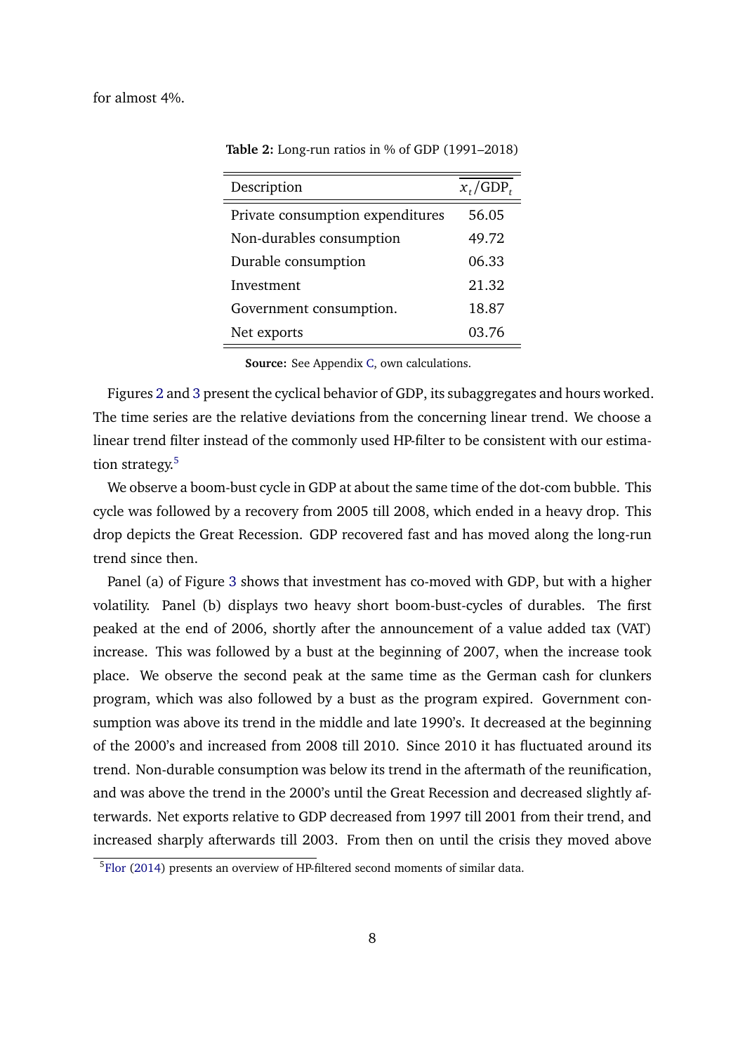for almost 4%.

**Table 2:** Long-run ratios in % of GDP (1991–2018)

| Description | $\overline{x_t/\text{GDP}_t}$ |
|---|---|
| Private consumption expenditures | 56.05 |
| Non-durables consumption | 49.72 |
| Durable consumption | 06.33 |
| Investment | 21.32 |
| Government consumption. | 18.87 |
| Net exports | 03.76 |

**Source:** See Appendix C, own calculations.

Figures 2 and 3 present the cyclical behavior of GDP, its subaggregates and hours worked. The time series are the relative deviations from the concerning linear trend. We choose a linear trend filter instead of the commonly used HP-filter to be consistent with our estimation strategy.[5]

We observe a boom-bust cycle in GDP at about the same time of the dot-com bubble. This cycle was followed by a recovery from 2005 till 2008, which ended in a heavy drop. This drop depicts the Great Recession. GDP recovered fast and has moved along the long-run trend since then.

Panel (a) of Figure 3 shows that investment has co-moved with GDP, but with a higher volatility. Panel (b) displays two heavy short boom-bust-cycles of durables. The first peaked at the end of 2006, shortly after the announcement of a value added tax (VAT) increase. This was followed by a bust at the beginning of 2007, when the increase took place. We observe the second peak at the same time as the German cash for clunkers program, which was also followed by a bust as the program expired. Government consumption was above its trend in the middle and late 1990's. It decreased at the beginning of the 2000's and increased from 2008 till 2010. Since 2010 it has fluctuated around its trend. Non-durable consumption was below its trend in the aftermath of the reunification, and was above the trend in the 2000's until the Great Recession and decreased slightly afterwards. Net exports relative to GDP decreased from 1997 till 2001 from their trend, and increased sharply afterwards till 2003. From then on until the crisis they moved above

[5] Flor (2014) presents an overview of HP-filtered second moments of similar data.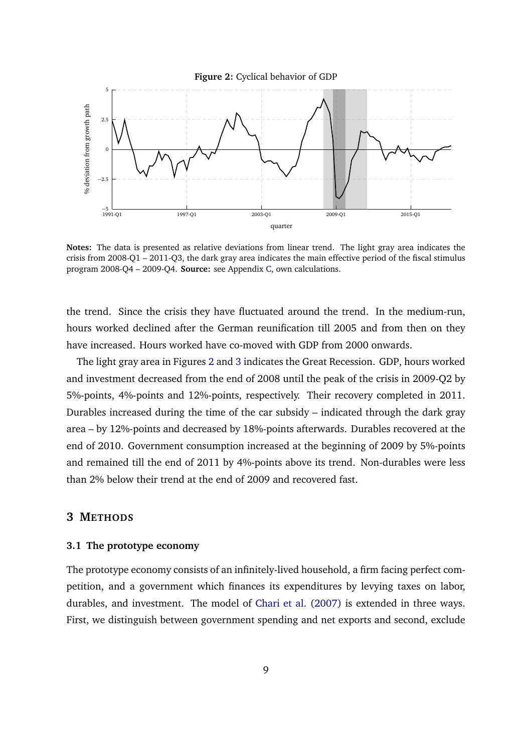**Figure 2:** Cyclical behavior of GDP

**Notes:** The data is presented as relative deviations from linear trend. The light gray area indicates the crisis from 2008-Q1 – 2011-Q3, the dark gray area indicates the main effective period of the fiscal stimulus program 2008-Q4 – 2009-Q4. **Source:** see Appendix C, own calculations.

the trend. Since the crisis they have fluctuated around the trend. In the medium-run, hours worked declined after the German reunification till 2005 and from then on they have increased. Hours worked have co-moved with GDP from 2000 onwards.

The light gray area in Figures 2 and 3 indicates the Great Recession. GDP, hours worked and investment decreased from the end of 2008 until the peak of the crisis in 2009-Q2 by 5%-points, 4%-points and 12%-points, respectively. Their recovery completed in 2011. Durables increased during the time of the car subsidy – indicated through the dark gray area – by 12%-points and decreased by 18%-points afterwards. Durables recovered at the end of 2010. Government consumption increased at the beginning of 2009 by 5%-points and remained till the end of 2011 by 4%-points above its trend. Non-durables were less than 2% below their trend at the end of 2009 and recovered fast.

## 3 Methods

### 3.1 The prototype economy

The prototype economy consists of an infinitely-lived household, a firm facing perfect competition, and a government which finances its expenditures by levying taxes on labor, durables, and investment. The model of Chari et al. (2007) is extended in three ways. First, we distinguish between government spending and net exports and second, exclude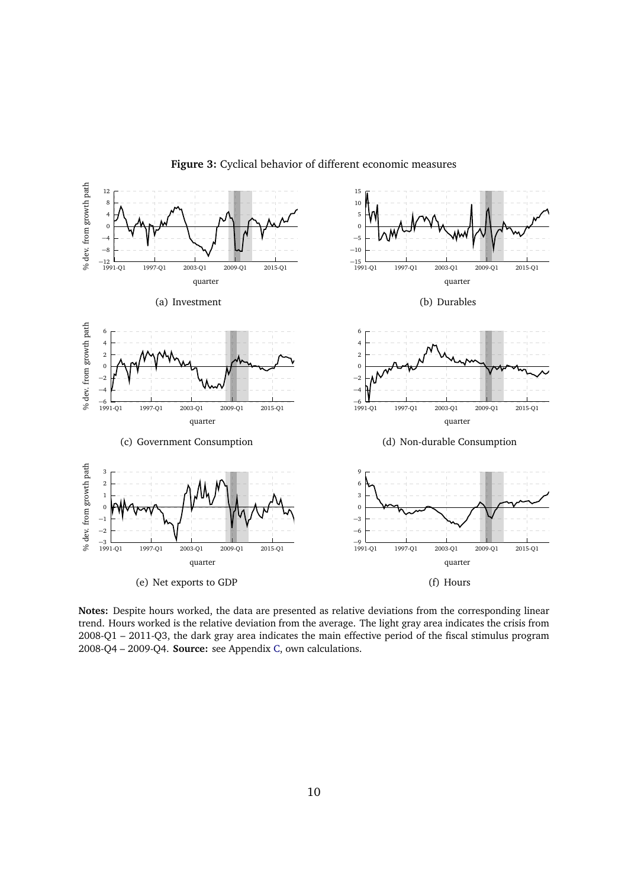**Figure 3:** Cyclical behavior of different economic measures

(a) Investment

(b) Durables

(c) Government Consumption

(d) Non-durable Consumption

(e) Net exports to GDP

(f) Hours

**Notes:** Despite hours worked, the data are presented as relative deviations from the corresponding linear trend. Hours worked is the relative deviation from the average. The light gray area indicates the crisis from 2008-Q1 – 2011-Q3, the dark gray area indicates the main effective period of the fiscal stimulus program 2008-Q4 – 2009-Q4. **Source:** see Appendix C, own calculations.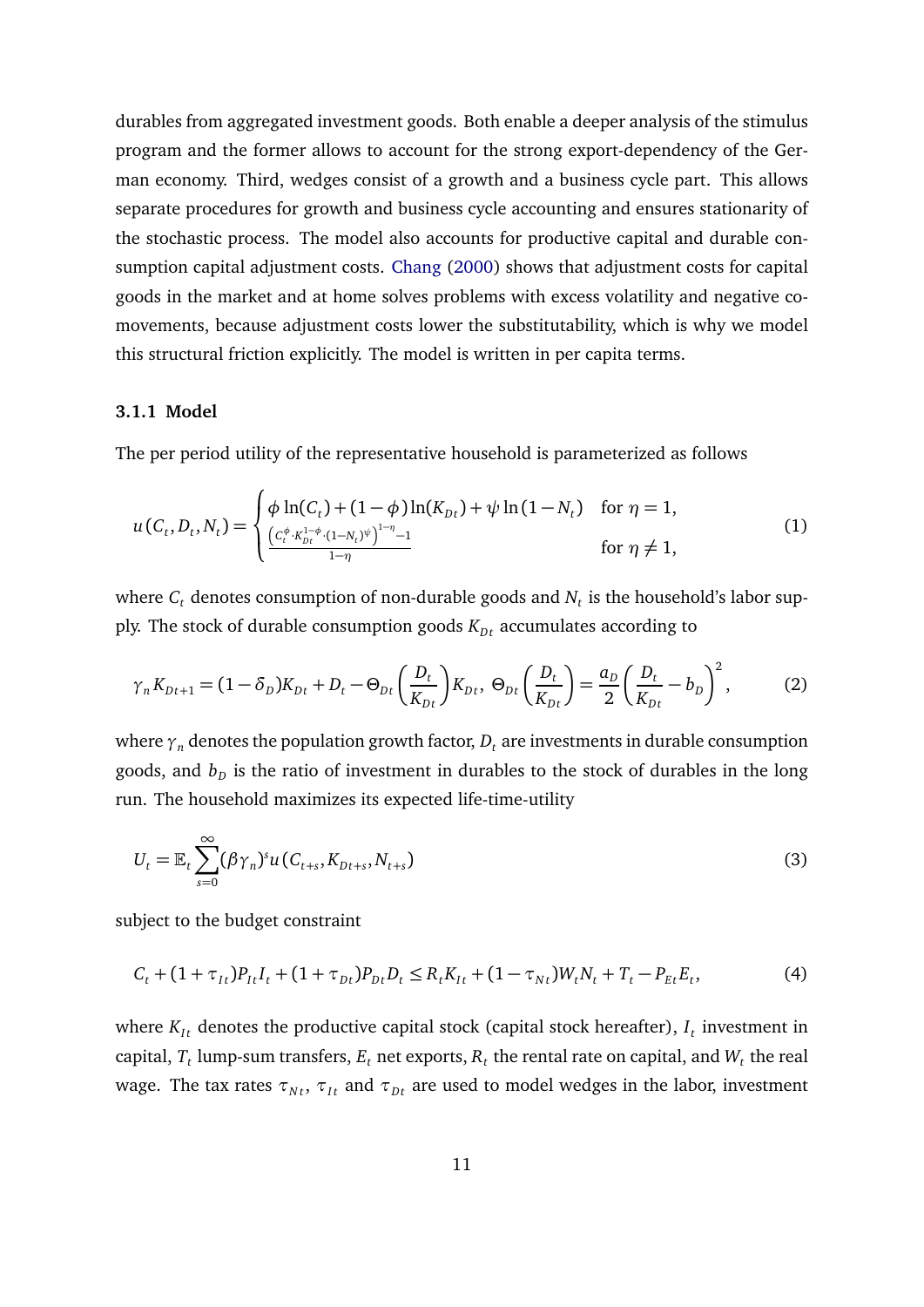durables from aggregated investment goods. Both enable a deeper analysis of the stimulus program and the former allows to account for the strong export-dependency of the German economy. Third, wedges consist of a growth and a business cycle part. This allows separate procedures for growth and business cycle accounting and ensures stationarity of the stochastic process. The model also accounts for productive capital and durable consumption capital adjustment costs. Chang (2000) shows that adjustment costs for capital goods in the market and at home solves problems with excess volatility and negative comovements, because adjustment costs lower the substitutability, which is why we model this structural friction explicitly. The model is written in per capita terms.

### 3.1.1 Model

The per period utility of the representative household is parameterized as follows

$$
u(C_t, D_t, N_t) = \begin{cases} \phi \ln(C_t) + (1-\phi)\ln(K_{Dt}) + \psi \ln(1-N_t) & \text{for } \eta = 1, \\ \frac{\left(C_t^{\phi} \cdot K_{Dt}^{1-\phi} \cdot (1-N_t)^{\psi}\right)^{1-\eta} - 1}{1-\eta} & \text{for } \eta \neq 1, \end{cases} \tag{1}
$$

where $C_t$ denotes consumption of non-durable goods and $N_t$ is the household's labor supply. The stock of durable consumption goods $K_{Dt}$ accumulates according to

$$
\gamma_n K_{Dt+1} = (1-\delta_D)K_{Dt} + D_t - \Theta_{Dt}\left(\frac{D_t}{K_{Dt}}\right)K_{Dt},\ \Theta_{Dt}\left(\frac{D_t}{K_{Dt}}\right) = \frac{a_D}{2}\left(\frac{D_t}{K_{Dt}} - b_D\right)^2, \tag{2}
$$

where $\gamma_n$ denotes the population growth factor, $D_t$ are investments in durable consumption goods, and $b_D$ is the ratio of investment in durables to the stock of durables in the long run. The household maximizes its expected life-time-utility

$$
U_t = \mathbb{E}_t \sum_{s=0}^{\infty} (\beta \gamma_n)^s u(C_{t+s}, K_{Dt+s}, N_{t+s}) \tag{3}
$$

subject to the budget constraint

$$
C_t + (1+\tau_{It})P_{It}I_t + (1+\tau_{Dt})P_{Dt}D_t \leq R_t K_{It} + (1-\tau_{Nt})W_t N_t + T_t - P_{Et}E_t, \tag{4}
$$

where $K_{It}$ denotes the productive capital stock (capital stock hereafter), $I_t$ investment in capital, $T_t$ lump-sum transfers, $E_t$ net exports, $R_t$ the rental rate on capital, and $W_t$ the real wage. The tax rates $\tau_{Nt}$, $\tau_{It}$ and $\tau_{Dt}$ are used to model wedges in the labor, investment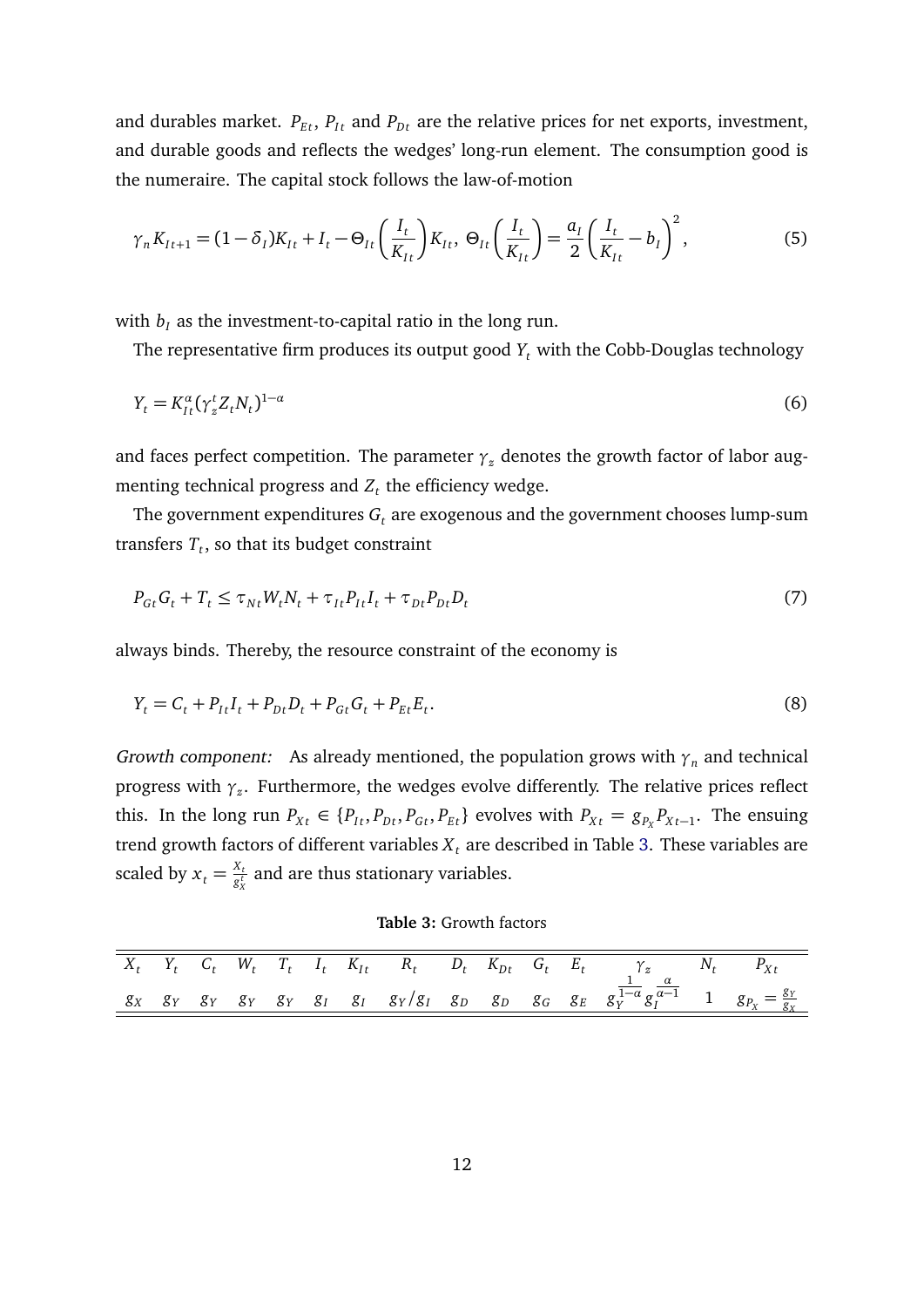and durables market. $P_{Et}$, $P_{It}$ and $P_{Dt}$ are the relative prices for net exports, investment, and durable goods and reflects the wedges' long-run element. The consumption good is the numeraire. The capital stock follows the law-of-motion

$$\gamma_n K_{It+1} = (1-\delta_I)K_{It} + I_t - \Theta_{It}\left(\frac{I_t}{K_{It}}\right)K_{It},\ \Theta_{It}\left(\frac{I_t}{K_{It}}\right) = \frac{a_I}{2}\left(\frac{I_t}{K_{It}} - b_I\right)^2, \tag{5}$$

with $b_I$ as the investment-to-capital ratio in the long run.

The representative firm produces its output good $Y_t$ with the Cobb-Douglas technology

$$Y_t = K_{It}^{\alpha}(\gamma_z^t Z_t N_t)^{1-\alpha} \tag{6}$$

and faces perfect competition. The parameter $\gamma_z$ denotes the growth factor of labor augmenting technical progress and $Z_t$ the efficiency wedge.

The government expenditures $G_t$ are exogenous and the government chooses lump-sum transfers $T_t$, so that its budget constraint

$$P_{Gt}G_t + T_t \leq \tau_{Nt}W_t N_t + \tau_{It}P_{It}I_t + \tau_{Dt}P_{Dt}D_t \tag{7}$$

always binds. Thereby, the resource constraint of the economy is

$$Y_t = C_t + P_{It}I_t + P_{Dt}D_t + P_{Gt}G_t + P_{Et}E_t. \tag{8}$$

*Growth component:* As already mentioned, the population grows with $\gamma_n$ and technical progress with $\gamma_z$. Furthermore, the wedges evolve differently. The relative prices reflect this. In the long run $P_{Xt} \in \{P_{It}, P_{Dt}, P_{Gt}, P_{Et}\}$ evolves with $P_{Xt} = g_{P_X}P_{Xt-1}$. The ensuing trend growth factors of different variables $X_t$ are described in Table 3. These variables are scaled by $x_t = \frac{X_t}{g_X^t}$ and are thus stationary variables.

**Table 3:** Growth factors

| $X_t$ | $Y_t$ | $C_t$ | $W_t$ | $T_t$ | $I_t$ | $K_{It}$ | $R_t$ | $D_t$ | $K_{Dt}$ | $G_t$ | $E_t$ | $\gamma_z$ | $N_t$ | $P_{Xt}$ |
|---|---|---|---|---|---|---|---|---|---|---|---|---|---|---|
| $g_X$ | $g_Y$ | $g_Y$ | $g_Y$ | $g_Y$ | $g_I$ | $g_I$ | $g_Y/g_I$ | $g_D$ | $g_D$ | $g_G$ | $g_E$ | $g_Y^{\frac{1}{1-\alpha}} g_I^{\frac{\alpha}{\alpha-1}}$ | 1 | $g_{P_X} = \frac{g_Y}{g_X}$ |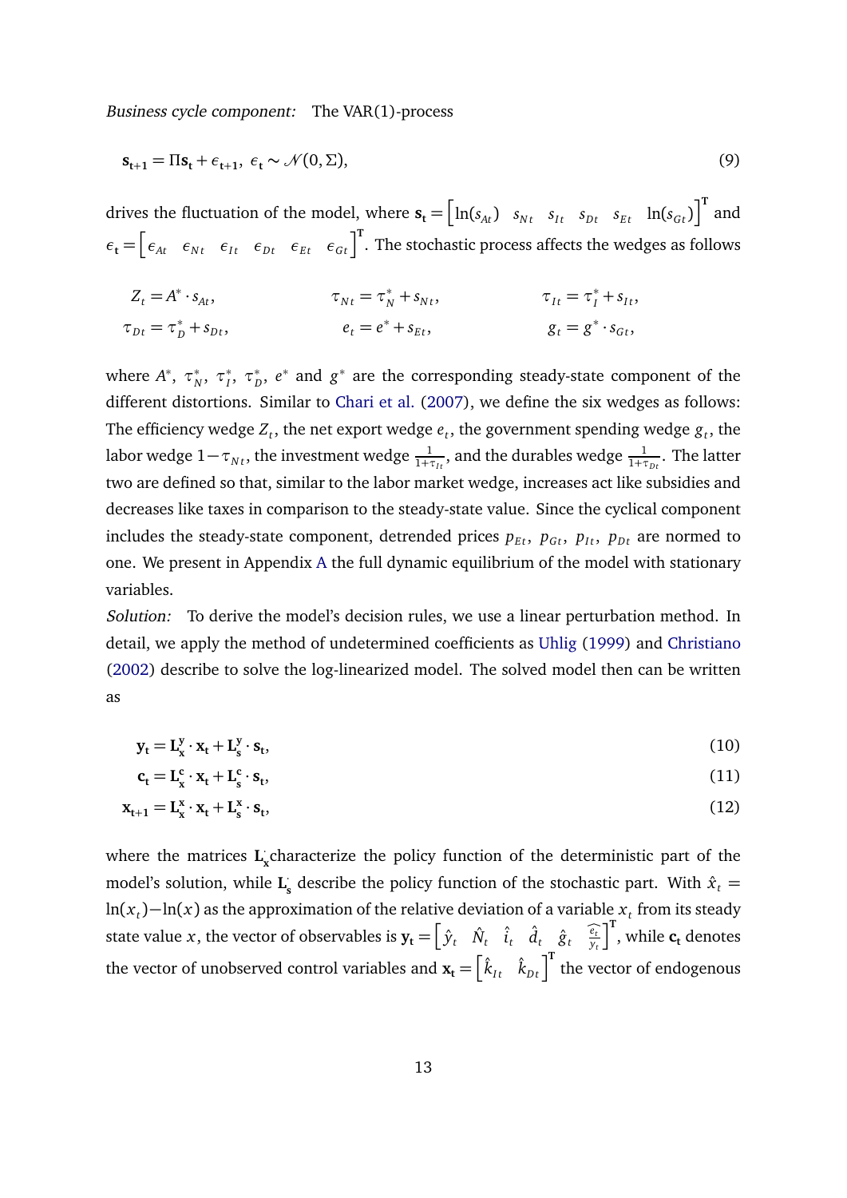*Business cycle component:* The VAR(1)-process

$$\mathbf{s_{t+1}} = \Pi \mathbf{s_t} + \epsilon_{\mathbf{t+1}},\ \epsilon_{\mathbf{t}} \sim \mathcal{N}(0, \Sigma), \tag{9}$$

drives the fluctuation of the model, where $\mathbf{s_t} = \left[ \ln(s_{At}) \quad s_{Nt} \quad s_{It} \quad s_{Dt} \quad s_{Et} \quad \ln(s_{Gt}) \right]^{\mathbf{T}}$ and $\epsilon_{\mathbf{t}} = \left[ \epsilon_{At} \quad \epsilon_{Nt} \quad \epsilon_{It} \quad \epsilon_{Dt} \quad \epsilon_{Et} \quad \epsilon_{Gt} \right]^{\mathbf{T}}$. The stochastic process affects the wedges as follows

$$Z_t = A^* \cdot s_{At}, \qquad \tau_{Nt} = \tau_N^* + s_{Nt}, \qquad \tau_{It} = \tau_I^* + s_{It},$$

$$\tau_{Dt} = \tau_D^* + s_{Dt}, \qquad e_t = e^* + s_{Et}, \qquad g_t = g^* \cdot s_{Gt},$$

where $A^*$, $\tau_N^*$, $\tau_I^*$, $\tau_D^*$, $e^*$ and $g^*$ are the corresponding steady-state component of the different distortions. Similar to Chari et al. (2007), we define the six wedges as follows: The efficiency wedge $Z_t$, the net export wedge $e_t$, the government spending wedge $g_t$, the labor wedge $1 - \tau_{Nt}$, the investment wedge $\frac{1}{1+\tau_{It}}$, and the durables wedge $\frac{1}{1+\tau_{Dt}}$. The latter two are defined so that, similar to the labor market wedge, increases act like subsidies and decreases like taxes in comparison to the steady-state value. Since the cyclical component includes the steady-state component, detrended prices $p_{Et}$, $p_{Gt}$, $p_{It}$, $p_{Dt}$ are normed to one. We present in Appendix A the full dynamic equilibrium of the model with stationary variables.

*Solution:* To derive the model's decision rules, we use a linear perturbation method. In detail, we apply the method of undetermined coefficients as Uhlig (1999) and Christiano (2002) describe to solve the log-linearized model. The solved model then can be written as

$$\mathbf{y_t} = \mathbf{L_x^y} \cdot \mathbf{x_t} + \mathbf{L_s^y} \cdot \mathbf{s_t}, \tag{10}$$

$$\mathbf{c_t} = \mathbf{L_x^c} \cdot \mathbf{x_t} + \mathbf{L_s^c} \cdot \mathbf{s_t}, \tag{11}$$

$$\mathbf{x_{t+1}} = \mathbf{L_x^x} \cdot \mathbf{x_t} + \mathbf{L_s^x} \cdot \mathbf{s_t}, \tag{12}$$

where the matrices $\mathbf{L_x^{\cdot}}$ characterize the policy function of the deterministic part of the model's solution, while $\mathbf{L_s^{\cdot}}$ describe the policy function of the stochastic part. With $\hat{x}_t = \ln(x_t) - \ln(x)$ as the approximation of the relative deviation of a variable $x_t$ from its steady state value $x$, the vector of observables is $\mathbf{y_t} = \left[ \hat{y}_t \quad \hat{N}_t \quad \hat{i}_t \quad \hat{d}_t \quad \hat{g}_t \quad \widehat{\frac{e_t}{y_t}} \right]^{\mathbf{T}}$, while $\mathbf{c_t}$ denotes the vector of unobserved control variables and $\mathbf{x_t} = \left[ \hat{k}_{It} \quad \hat{k}_{Dt} \right]^{\mathbf{T}}$ the vector of endogenous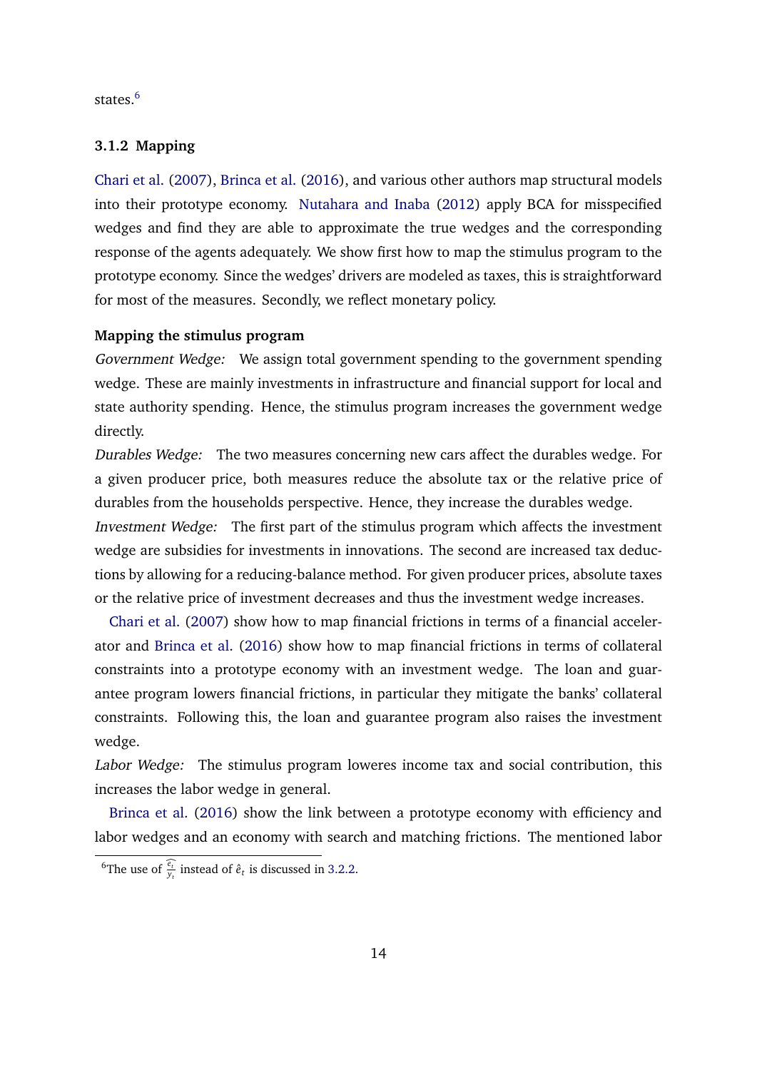states.[6]

### 3.1.2 Mapping

Chari et al. (2007), Brinca et al. (2016), and various other authors map structural models into their prototype economy. Nutahara and Inaba (2012) apply BCA for misspecified wedges and find they are able to approximate the true wedges and the corresponding response of the agents adequately. We show first how to map the stimulus program to the prototype economy. Since the wedges' drivers are modeled as taxes, this is straightforward for most of the measures. Secondly, we reflect monetary policy.

**Mapping the stimulus program**

*Government Wedge:* We assign total government spending to the government spending wedge. These are mainly investments in infrastructure and financial support for local and state authority spending. Hence, the stimulus program increases the government wedge directly.

*Durables Wedge:* The two measures concerning new cars affect the durables wedge. For a given producer price, both measures reduce the absolute tax or the relative price of durables from the households perspective. Hence, they increase the durables wedge.

*Investment Wedge:* The first part of the stimulus program which affects the investment wedge are subsidies for investments in innovations. The second are increased tax deductions by allowing for a reducing-balance method. For given producer prices, absolute taxes or the relative price of investment decreases and thus the investment wedge increases.

Chari et al. (2007) show how to map financial frictions in terms of a financial accelerator and Brinca et al. (2016) show how to map financial frictions in terms of collateral constraints into a prototype economy with an investment wedge. The loan and guarantee program lowers financial frictions, in particular they mitigate the banks' collateral constraints. Following this, the loan and guarantee program also raises the investment wedge.

*Labor Wedge:* The stimulus program loweres income tax and social contribution, this increases the labor wedge in general.

Brinca et al. (2016) show the link between a prototype economy with efficiency and labor wedges and an economy with search and matching frictions. The mentioned labor

[6] The use of $\widehat{\frac{e_t}{y_t}}$ instead of $\hat{e}_t$ is discussed in 3.2.2.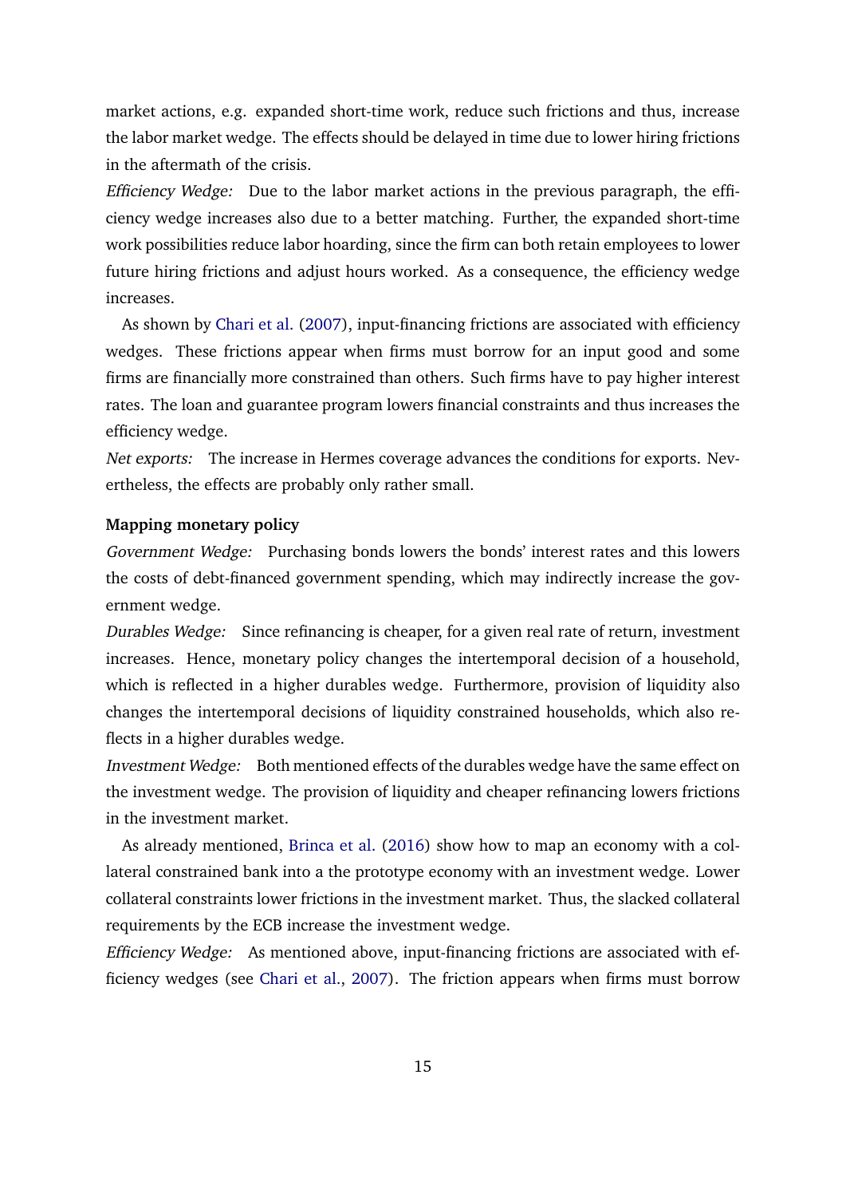market actions, e.g. expanded short-time work, reduce such frictions and thus, increase the labor market wedge. The effects should be delayed in time due to lower hiring frictions in the aftermath of the crisis.

*Efficiency Wedge:* Due to the labor market actions in the previous paragraph, the efficiency wedge increases also due to a better matching. Further, the expanded short-time work possibilities reduce labor hoarding, since the firm can both retain employees to lower future hiring frictions and adjust hours worked. As a consequence, the efficiency wedge increases.

As shown by Chari et al. (2007), input-financing frictions are associated with efficiency wedges. These frictions appear when firms must borrow for an input good and some firms are financially more constrained than others. Such firms have to pay higher interest rates. The loan and guarantee program lowers financial constraints and thus increases the efficiency wedge.

*Net exports:* The increase in Hermes coverage advances the conditions for exports. Nevertheless, the effects are probably only rather small.

**Mapping monetary policy**

*Government Wedge:* Purchasing bonds lowers the bonds' interest rates and this lowers the costs of debt-financed government spending, which may indirectly increase the government wedge.

*Durables Wedge:* Since refinancing is cheaper, for a given real rate of return, investment increases. Hence, monetary policy changes the intertemporal decision of a household, which is reflected in a higher durables wedge. Furthermore, provision of liquidity also changes the intertemporal decisions of liquidity constrained households, which also reflects in a higher durables wedge.

*Investment Wedge:* Both mentioned effects of the durables wedge have the same effect on the investment wedge. The provision of liquidity and cheaper refinancing lowers frictions in the investment market.

As already mentioned, Brinca et al. (2016) show how to map an economy with a collateral constrained bank into a the prototype economy with an investment wedge. Lower collateral constraints lower frictions in the investment market. Thus, the slacked collateral requirements by the ECB increase the investment wedge.

*Efficiency Wedge:* As mentioned above, input-financing frictions are associated with efficiency wedges (see Chari et al., 2007). The friction appears when firms must borrow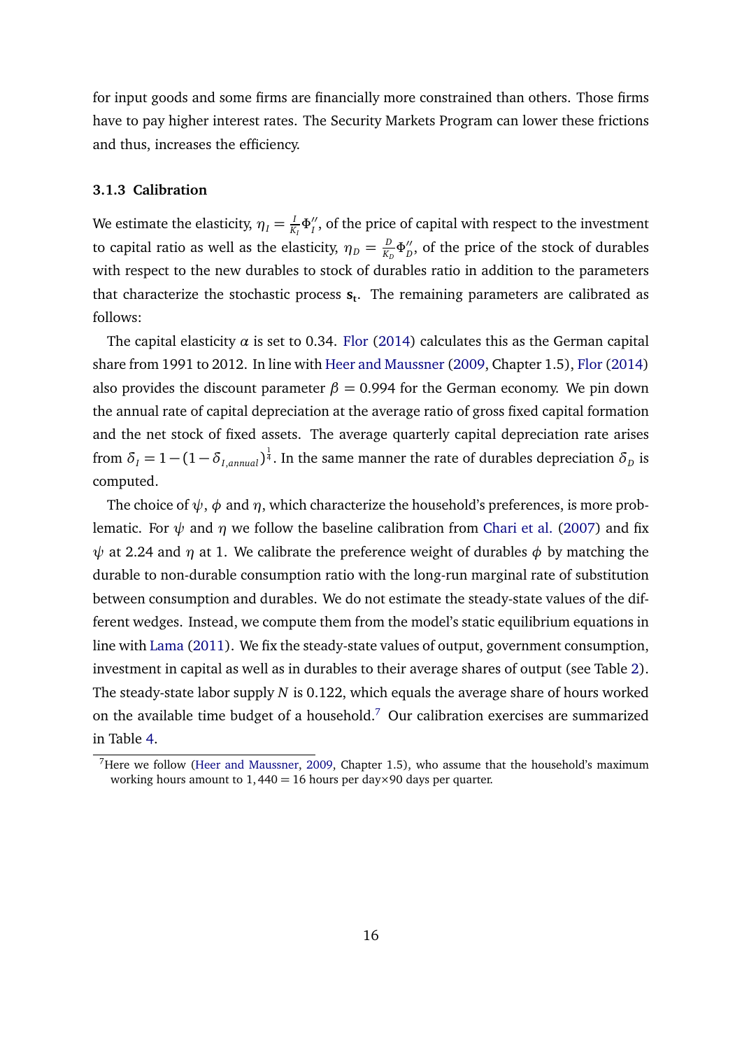for input goods and some firms are financially more constrained than others. Those firms have to pay higher interest rates. The Security Markets Program can lower these frictions and thus, increases the efficiency.

### 3.1.3 Calibration

We estimate the elasticity, $\eta_I = \frac{I}{K_I}\Phi_I''$, of the price of capital with respect to the investment to capital ratio as well as the elasticity, $\eta_D = \frac{D}{K_D}\Phi_D''$, of the price of the stock of durables with respect to the new durables to stock of durables ratio in addition to the parameters that characterize the stochastic process $\mathbf{s_t}$. The remaining parameters are calibrated as follows:

The capital elasticity $\alpha$ is set to 0.34. Flor (2014) calculates this as the German capital share from 1991 to 2012. In line with Heer and Maussner (2009, Chapter 1.5), Flor (2014) also provides the discount parameter $\beta = 0.994$ for the German economy. We pin down the annual rate of capital depreciation at the average ratio of gross fixed capital formation and the net stock of fixed assets. The average quarterly capital depreciation rate arises from $\delta_I = 1-(1-\delta_{I,annual})^{\frac{1}{4}}$. In the same manner the rate of durables depreciation $\delta_D$ is computed.

The choice of $\psi$, $\phi$ and $\eta$, which characterize the household's preferences, is more problematic. For $\psi$ and $\eta$ we follow the baseline calibration from Chari et al. (2007) and fix $\psi$ at 2.24 and $\eta$ at 1. We calibrate the preference weight of durables $\phi$ by matching the durable to non-durable consumption ratio with the long-run marginal rate of substitution between consumption and durables. We do not estimate the steady-state values of the different wedges. Instead, we compute them from the model's static equilibrium equations in line with Lama (2011). We fix the steady-state values of output, government consumption, investment in capital as well as in durables to their average shares of output (see Table 2). The steady-state labor supply $N$ is 0.122, which equals the average share of hours worked on the available time budget of a household.[7] Our calibration exercises are summarized in Table 4.

[7]Here we follow (Heer and Maussner, 2009, Chapter 1.5), who assume that the household's maximum working hours amount to $1,440 = 16$ hours per day$\times$90 days per quarter.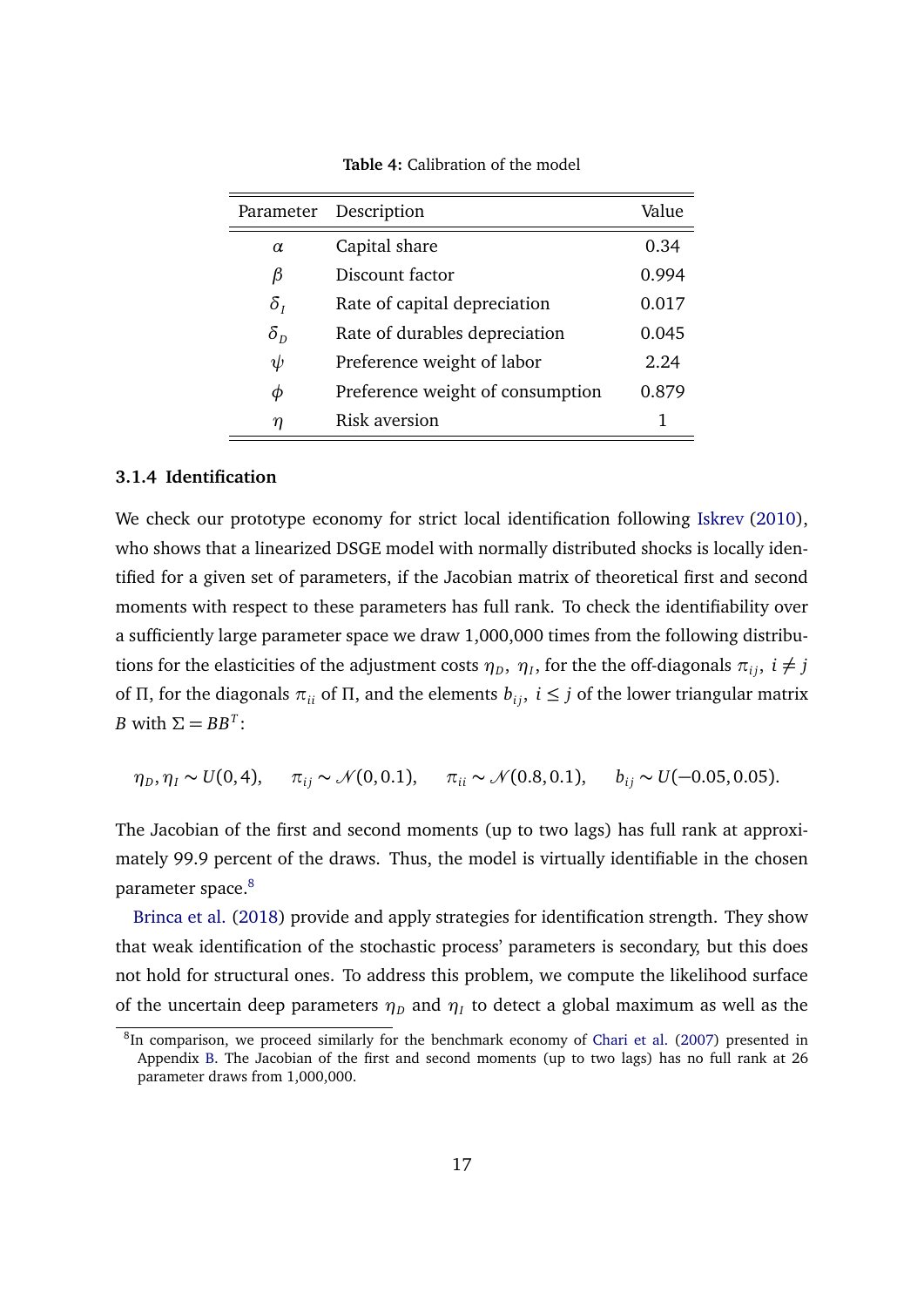**Table 4:** Calibration of the model

| Parameter | Description | Value |
|---|---|---|
| $\alpha$ | Capital share | 0.34 |
| $\beta$ | Discount factor | 0.994 |
| $\delta_I$ | Rate of capital depreciation | 0.017 |
| $\delta_D$ | Rate of durables depreciation | 0.045 |
| $\psi$ | Preference weight of labor | 2.24 |
| $\phi$ | Preference weight of consumption | 0.879 |
| $\eta$ | Risk aversion | 1 |

### 3.1.4 Identification

We check our prototype economy for strict local identification following Iskrev (2010), who shows that a linearized DSGE model with normally distributed shocks is locally identified for a given set of parameters, if the Jacobian matrix of theoretical first and second moments with respect to these parameters has full rank. To check the identifiability over a sufficiently large parameter space we draw 1,000,000 times from the following distributions for the elasticities of the adjustment costs $\eta_D$, $\eta_I$, for the the off-diagonals $\pi_{ij}$, $i \neq j$ of $\Pi$, for the diagonals $\pi_{ii}$ of $\Pi$, and the elements $b_{ij}$, $i \leq j$ of the lower triangular matrix $B$ with $\Sigma = BB^T$:

$$\eta_D, \eta_I \sim U(0,4), \qquad \pi_{ij} \sim \mathcal{N}(0,0.1), \qquad \pi_{ii} \sim \mathcal{N}(0.8,0.1), \qquad b_{ij} \sim U(-0.05,0.05).$$

The Jacobian of the first and second moments (up to two lags) has full rank at approximately 99.9 percent of the draws. Thus, the model is virtually identifiable in the chosen parameter space.[8]

Brinca et al. (2018) provide and apply strategies for identification strength. They show that weak identification of the stochastic process' parameters is secondary, but this does not hold for structural ones. To address this problem, we compute the likelihood surface of the uncertain deep parameters $\eta_D$ and $\eta_I$ to detect a global maximum as well as the

[8] In comparison, we proceed similarly for the benchmark economy of Chari et al. (2007) presented in Appendix B. The Jacobian of the first and second moments (up to two lags) has no full rank at 26 parameter draws from 1,000,000.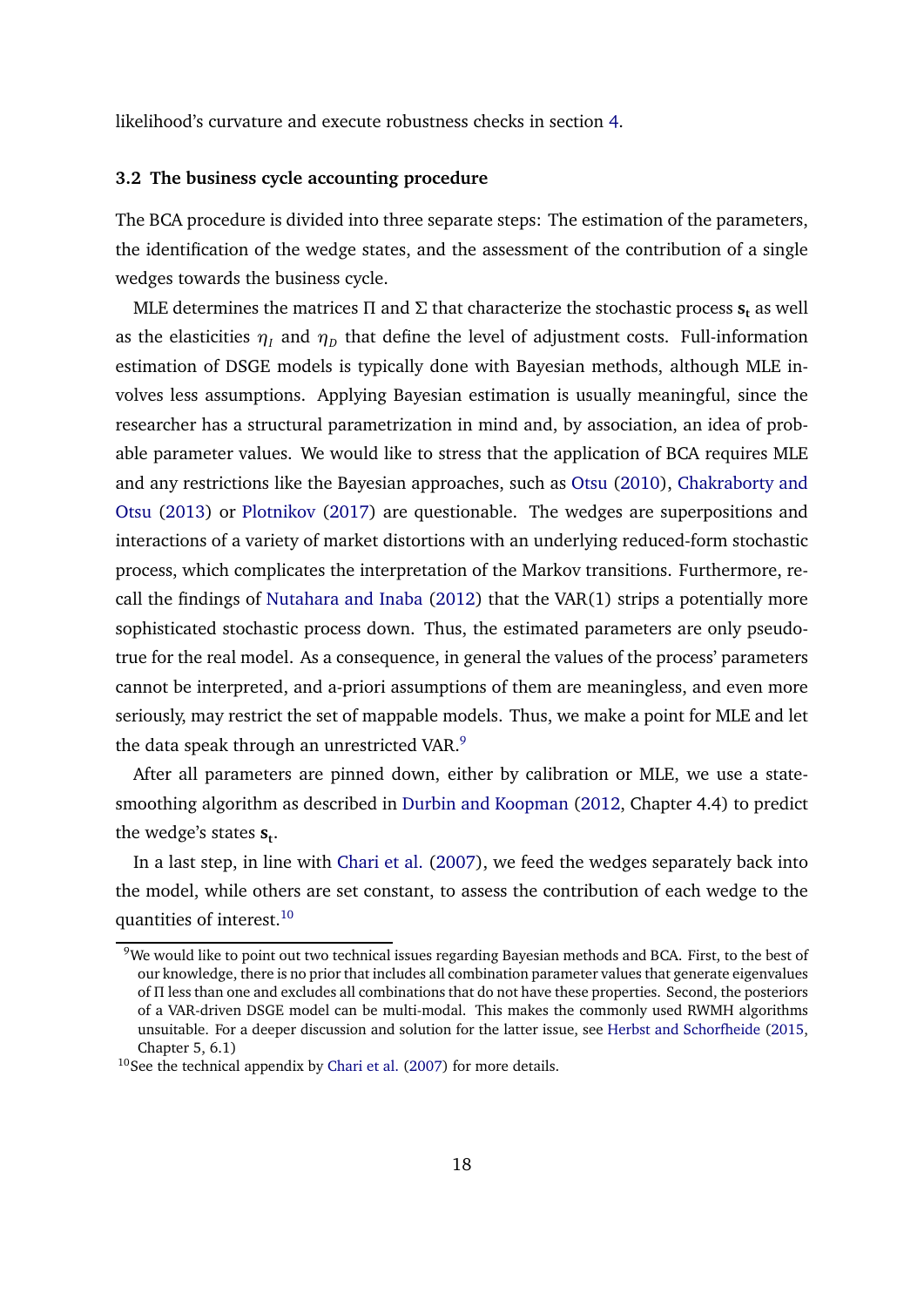likelihood's curvature and execute robustness checks in section 4.

### 3.2 The business cycle accounting procedure

The BCA procedure is divided into three separate steps: The estimation of the parameters, the identification of the wedge states, and the assessment of the contribution of a single wedges towards the business cycle.

MLE determines the matrices $\Pi$ and $\Sigma$ that characterize the stochastic process $\mathbf{s_t}$ as well as the elasticities $\eta_I$ and $\eta_D$ that define the level of adjustment costs. Full-information estimation of DSGE models is typically done with Bayesian methods, although MLE involves less assumptions. Applying Bayesian estimation is usually meaningful, since the researcher has a structural parametrization in mind and, by association, an idea of probable parameter values. We would like to stress that the application of BCA requires MLE and any restrictions like the Bayesian approaches, such as Otsu (2010), Chakraborty and Otsu (2013) or Plotnikov (2017) are questionable. The wedges are superpositions and interactions of a variety of market distortions with an underlying reduced-form stochastic process, which complicates the interpretation of the Markov transitions. Furthermore, recall the findings of Nutahara and Inaba (2012) that the VAR(1) strips a potentially more sophisticated stochastic process down. Thus, the estimated parameters are only pseudo-true for the real model. As a consequence, in general the values of the process' parameters cannot be interpreted, and a-priori assumptions of them are meaningless, and even more seriously, may restrict the set of mappable models. Thus, we make a point for MLE and let the data speak through an unrestricted VAR.[9]

After all parameters are pinned down, either by calibration or MLE, we use a state-smoothing algorithm as described in Durbin and Koopman (2012, Chapter 4.4) to predict the wedge's states $\mathbf{s_t}$.

In a last step, in line with Chari et al. (2007), we feed the wedges separately back into the model, while others are set constant, to assess the contribution of each wedge to the quantities of interest.[10]

---

[9] We would like to point out two technical issues regarding Bayesian methods and BCA. First, to the best of our knowledge, there is no prior that includes all combination parameter values that generate eigenvalues of $\Pi$ less than one and excludes all combinations that do not have these properties. Second, the posteriors of a VAR-driven DSGE model can be multi-modal. This makes the commonly used RWMH algorithms unsuitable. For a deeper discussion and solution for the latter issue, see Herbst and Schorfheide (2015, Chapter 5, 6.1)

[10] See the technical appendix by Chari et al. (2007) for more details.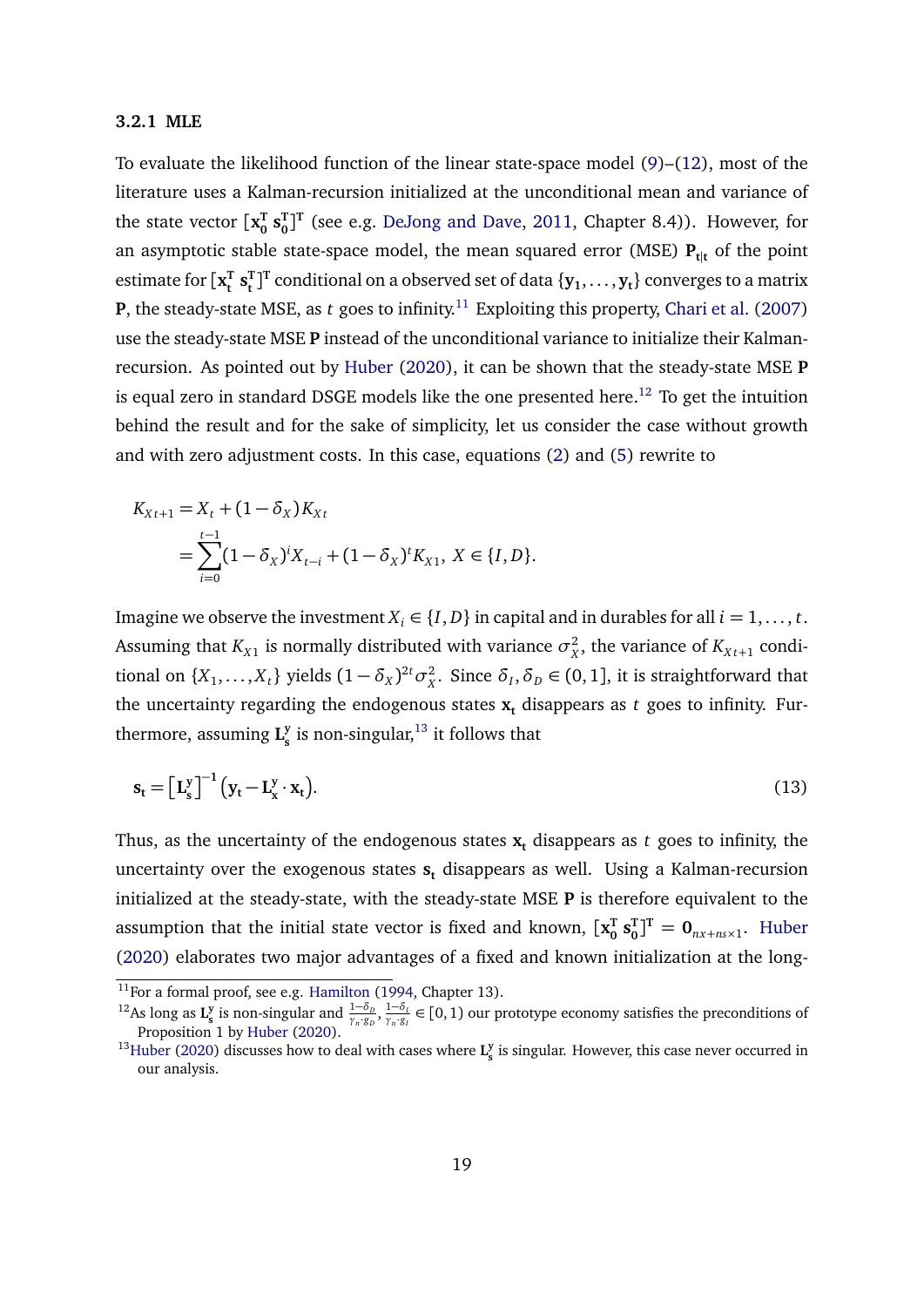### 3.2.1 MLE

To evaluate the likelihood function of the linear state-space model (9)–(12), most of the literature uses a Kalman-recursion initialized at the unconditional mean and variance of the state vector $[\mathbf{x}_0^T \ \mathbf{s}_0^T]^T$ (see e.g. DeJong and Dave, 2011, Chapter 8.4)). However, for an asymptotic stable state-space model, the mean squared error (MSE) $\mathbf{P}_{t|t}$ of the point estimate for $[\mathbf{x}_t^T \ \mathbf{s}_t^T]^T$ conditional on a observed set of data $\{\mathbf{y}_1, \ldots, \mathbf{y}_t\}$ converges to a matrix $\mathbf{P}$, the steady-state MSE, as $t$ goes to infinity.[11] Exploiting this property, Chari et al. (2007) use the steady-state MSE $\mathbf{P}$ instead of the unconditional variance to initialize their Kalman-recursion. As pointed out by Huber (2020), it can be shown that the steady-state MSE $\mathbf{P}$ is equal zero in standard DSGE models like the one presented here.[12] To get the intuition behind the result and for the sake of simplicity, let us consider the case without growth and with zero adjustment costs. In this case, equations (2) and (5) rewrite to

$$
\begin{aligned}
K_{Xt+1} &= X_t + (1-\delta_X)K_{Xt} \\
&= \sum_{i=0}^{t-1}(1-\delta_X)^i X_{t-i} + (1-\delta_X)^t K_{X1}, \ X \in \{I, D\}.
\end{aligned}
$$

Imagine we observe the investment $X_i \in \{I, D\}$ in capital and in durables for all $i = 1, \ldots, t$. Assuming that $K_{X1}$ is normally distributed with variance $\sigma_X^2$, the variance of $K_{Xt+1}$ conditional on $\{X_1, \ldots, X_t\}$ yields $(1-\delta_X)^{2t}\sigma_X^2$. Since $\delta_I, \delta_D \in (0, 1]$, it is straightforward that the uncertainty regarding the endogenous states $\mathbf{x}_t$ disappears as $t$ goes to infinity. Furthermore, assuming $\mathbf{L}_s^y$ is non-singular,[13] it follows that

$$
\mathbf{s}_t = \left[\mathbf{L}_s^y\right]^{-1}\left(\mathbf{y}_t - \mathbf{L}_x^y \cdot \mathbf{x}_t\right). \tag{13}
$$

Thus, as the uncertainty of the endogenous states $\mathbf{x}_t$ disappears as $t$ goes to infinity, the uncertainty over the exogenous states $\mathbf{s}_t$ disappears as well. Using a Kalman-recursion initialized at the steady-state, with the steady-state MSE $\mathbf{P}$ is therefore equivalent to the assumption that the initial state vector is fixed and known, $[\mathbf{x}_0^T \ \mathbf{s}_0^T]^T = \mathbf{0}_{nx+ns\times 1}$. Huber (2020) elaborates two major advantages of a fixed and known initialization at the long-

---

[11] For a formal proof, see e.g. Hamilton (1994, Chapter 13).

[12] As long as $\mathbf{L}_s^y$ is non-singular and $\frac{1-\delta_D}{\gamma_n \cdot g_D}, \frac{1-\delta_I}{\gamma_n \cdot g_I} \in [0, 1)$ our prototype economy satisfies the preconditions of Proposition 1 by Huber (2020).

[13] Huber (2020) discusses how to deal with cases where $\mathbf{L}_s^y$ is singular. However, this case never occurred in our analysis.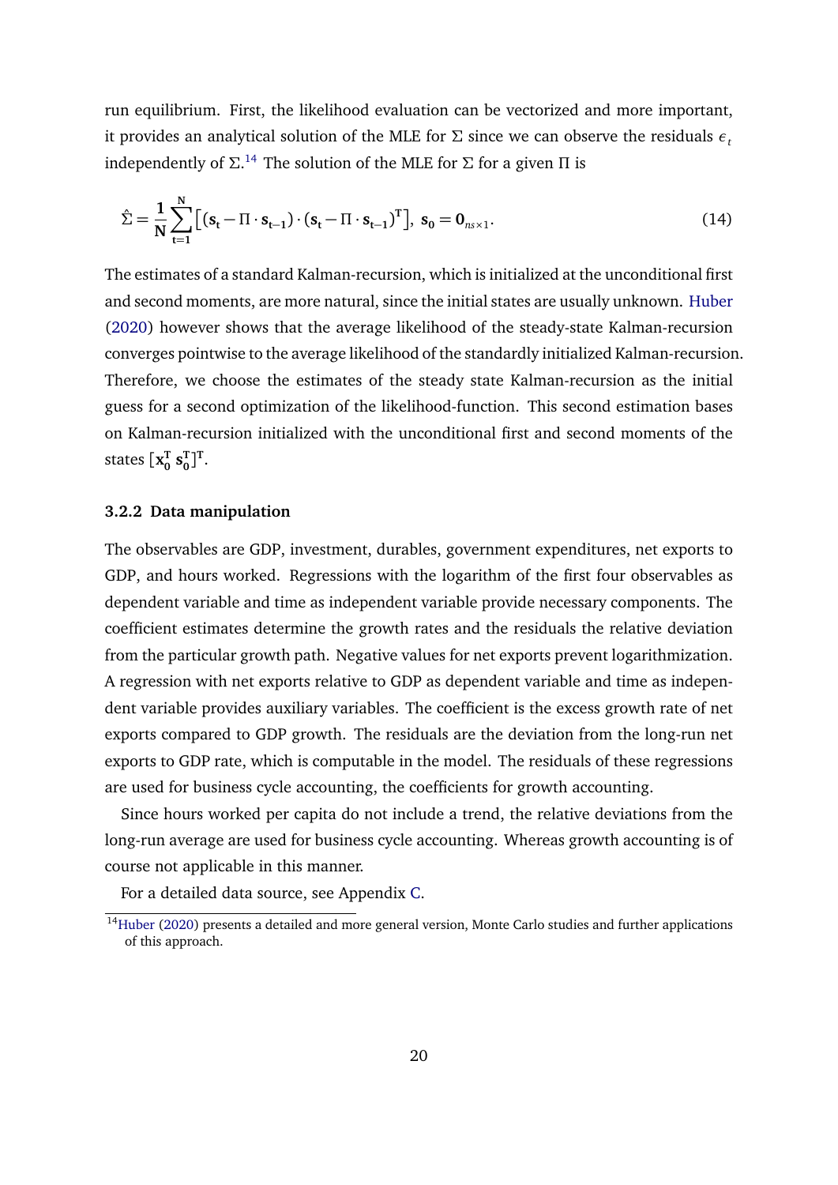run equilibrium. First, the likelihood evaluation can be vectorized and more important, it provides an analytical solution of the MLE for $\Sigma$ since we can observe the residuals $\epsilon_t$ independently of $\Sigma$.[14] The solution of the MLE for $\Sigma$ for a given $\Pi$ is

$$\hat{\Sigma} = \frac{\mathbf{1}}{\mathbf{N}} \sum_{\mathbf{t=1}}^{\mathbf{N}} \left[ (\mathbf{s_t} - \Pi \cdot \mathbf{s_{t-1}}) \cdot (\mathbf{s_t} - \Pi \cdot \mathbf{s_{t-1}})^{\mathbf{T}} \right], \ \mathbf{s_0} = \mathbf{0}_{ns \times 1}. \tag{14}$$

The estimates of a standard Kalman-recursion, which is initialized at the unconditional first and second moments, are more natural, since the initial states are usually unknown. Huber (2020) however shows that the average likelihood of the steady-state Kalman-recursion converges pointwise to the average likelihood of the standardly initialized Kalman-recursion. Therefore, we choose the estimates of the steady state Kalman-recursion as the initial guess for a second optimization of the likelihood-function. This second estimation bases on Kalman-recursion initialized with the unconditional first and second moments of the states $[\mathbf{x_0^T} \ \mathbf{s_0^T}]^{\mathbf{T}}$.

### 3.2.2 Data manipulation

The observables are GDP, investment, durables, government expenditures, net exports to GDP, and hours worked. Regressions with the logarithm of the first four observables as dependent variable and time as independent variable provide necessary components. The coefficient estimates determine the growth rates and the residuals the relative deviation from the particular growth path. Negative values for net exports prevent logarithmization. A regression with net exports relative to GDP as dependent variable and time as independent variable provides auxiliary variables. The coefficient is the excess growth rate of net exports compared to GDP growth. The residuals are the deviation from the long-run net exports to GDP rate, which is computable in the model. The residuals of these regressions are used for business cycle accounting, the coefficients for growth accounting.

Since hours worked per capita do not include a trend, the relative deviations from the long-run average are used for business cycle accounting. Whereas growth accounting is of course not applicable in this manner.

For a detailed data source, see Appendix C.

[14] Huber (2020) presents a detailed and more general version, Monte Carlo studies and further applications of this approach.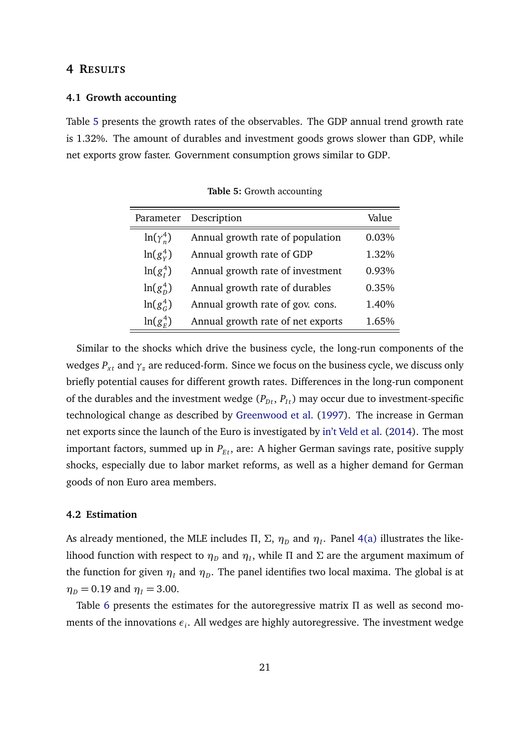## 4 Results

### 4.1 Growth accounting

Table 5 presents the growth rates of the observables. The GDP annual trend growth rate is 1.32%. The amount of durables and investment goods grows slower than GDP, while net exports grow faster. Government consumption grows similar to GDP.

**Table 5:** Growth accounting

| Parameter | Description | Value |
|---|---|---|
| $\ln(\gamma_n^4)$ | Annual growth rate of population | 0.03% |
| $\ln(g_Y^4)$ | Annual growth rate of GDP | 1.32% |
| $\ln(g_I^4)$ | Annual growth rate of investment | 0.93% |
| $\ln(g_D^4)$ | Annual growth rate of durables | 0.35% |
| $\ln(g_G^4)$ | Annual growth rate of gov. cons. | 1.40% |
| $\ln(g_E^4)$ | Annual growth rate of net exports | 1.65% |

Similar to the shocks which drive the business cycle, the long-run components of the wedges $P_{xt}$ and $\gamma_z$ are reduced-form. Since we focus on the business cycle, we discuss only briefly potential causes for different growth rates. Differences in the long-run component of the durables and the investment wedge ($P_{Dt}$, $P_{It}$) may occur due to investment-specific technological change as described by Greenwood et al. (1997). The increase in German net exports since the launch of the Euro is investigated by in't Veld et al. (2014). The most important factors, summed up in $P_{Et}$, are: A higher German savings rate, positive supply shocks, especially due to labor market reforms, as well as a higher demand for German goods of non Euro area members.

### 4.2 Estimation

As already mentioned, the MLE includes $\Pi$, $\Sigma$, $\eta_D$ and $\eta_I$. Panel 4(a) illustrates the likelihood function with respect to $\eta_D$ and $\eta_I$, while $\Pi$ and $\Sigma$ are the argument maximum of the function for given $\eta_I$ and $\eta_D$. The panel identifies two local maxima. The global is at $\eta_D = 0.19$ and $\eta_I = 3.00$.

Table 6 presents the estimates for the autoregressive matrix $\Pi$ as well as second moments of the innovations $\epsilon_i$. All wedges are highly autoregressive. The investment wedge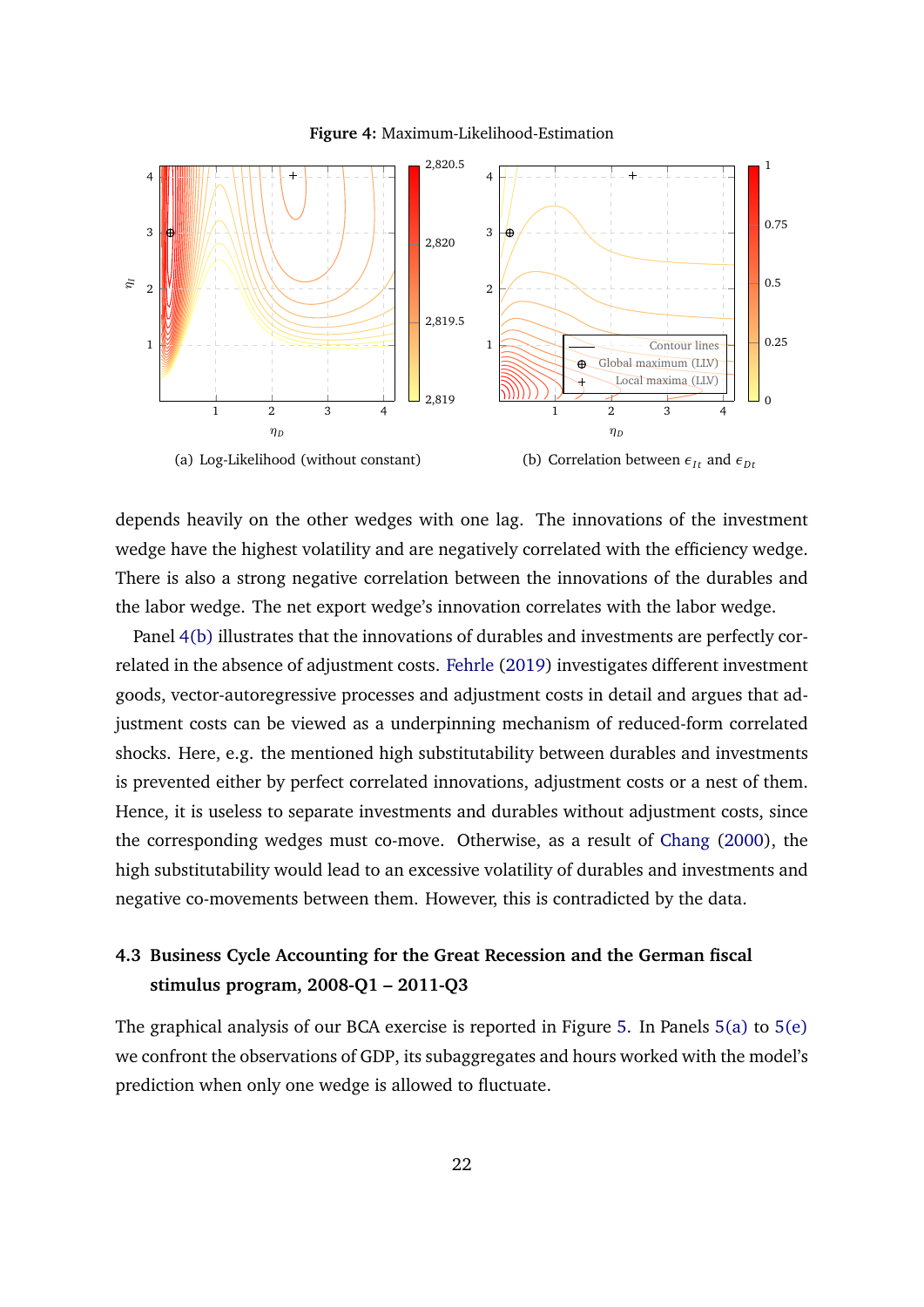**Figure 4:** Maximum-Likelihood-Estimation

(a) Log-Likelihood (without constant)

(b) Correlation between $\epsilon_{It}$ and $\epsilon_{Dt}$

depends heavily on the other wedges with one lag. The innovations of the investment wedge have the highest volatility and are negatively correlated with the efficiency wedge. There is also a strong negative correlation between the innovations of the durables and the labor wedge. The net export wedge's innovation correlates with the labor wedge.

Panel 4(b) illustrates that the innovations of durables and investments are perfectly correlated in the absence of adjustment costs. Fehrle (2019) investigates different investment goods, vector-autoregressive processes and adjustment costs in detail and argues that adjustment costs can be viewed as a underpinning mechanism of reduced-form correlated shocks. Here, e.g. the mentioned high substitutability between durables and investments is prevented either by perfect correlated innovations, adjustment costs or a nest of them. Hence, it is useless to separate investments and durables without adjustment costs, since the corresponding wedges must co-move. Otherwise, as a result of Chang (2000), the high substitutability would lead to an excessive volatility of durables and investments and negative co-movements between them. However, this is contradicted by the data.

### 4.3 Business Cycle Accounting for the Great Recession and the German fiscal stimulus program, 2008-Q1 – 2011-Q3

The graphical analysis of our BCA exercise is reported in Figure 5. In Panels 5(a) to 5(e) we confront the observations of GDP, its subaggregates and hours worked with the model's prediction when only one wedge is allowed to fluctuate.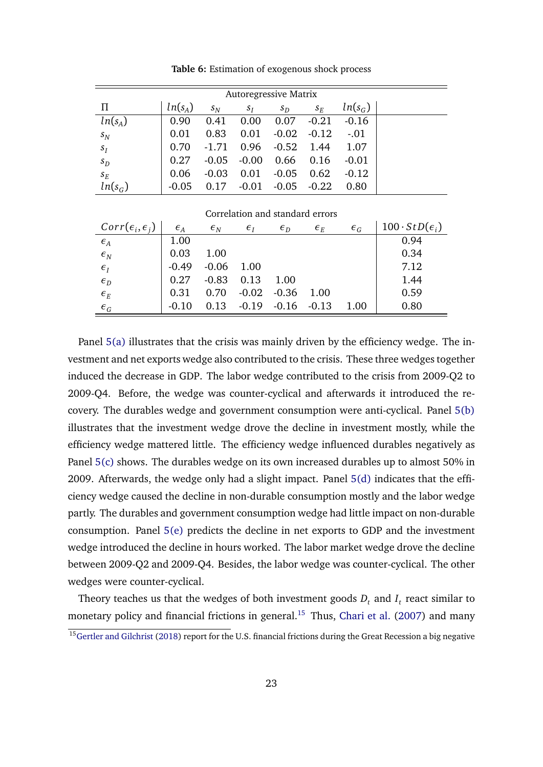**Table 6:** Estimation of exogenous shock process

| Autoregressive Matrix | | | | | | | |
|---|---|---|---|---|---|---|---|
| $\Pi$ | $ln(s_A)$ | $s_N$ | $s_I$ | $s_D$ | $s_E$ | $ln(s_G)$ | |
| $ln(s_A)$ | 0.90 | 0.41 | 0.00 | 0.07 | -0.21 | -0.16 | |
| $s_N$ | 0.01 | 0.83 | 0.01 | -0.02 | -0.12 | -.01 | |
| $s_I$ | 0.70 | -1.71 | 0.96 | -0.52 | 1.44 | 1.07 | |
| $s_D$ | 0.27 | -0.05 | -0.00 | 0.66 | 0.16 | -0.01 | |
| $s_E$ | 0.06 | -0.03 | 0.01 | -0.05 | 0.62 | -0.12 | |
| $ln(s_G)$ | -0.05 | 0.17 | -0.01 | -0.05 | -0.22 | 0.80 | |
| Correlation and standard errors | | | | | | | |
| $Corr(\epsilon_i, \epsilon_j)$ | $\epsilon_A$ | $\epsilon_N$ | $\epsilon_I$ | $\epsilon_D$ | $\epsilon_E$ | $\epsilon_G$ | $100 \cdot StD(\epsilon_i)$ |
| $\epsilon_A$ | 1.00 | | | | | | 0.94 |
| $\epsilon_N$ | 0.03 | 1.00 | | | | | 0.34 |
| $\epsilon_I$ | -0.49 | -0.06 | 1.00 | | | | 7.12 |
| $\epsilon_D$ | 0.27 | -0.83 | 0.13 | 1.00 | | | 1.44 |
| $\epsilon_E$ | 0.31 | 0.70 | -0.02 | -0.36 | 1.00 | | 0.59 |
| $\epsilon_G$ | -0.10 | 0.13 | -0.19 | -0.16 | -0.13 | 1.00 | 0.80 |

Panel 5(a) illustrates that the crisis was mainly driven by the efficiency wedge. The investment and net exports wedge also contributed to the crisis. These three wedges together induced the decrease in GDP. The labor wedge contributed to the crisis from 2009-Q2 to 2009-Q4. Before, the wedge was counter-cyclical and afterwards it introduced the recovery. The durables wedge and government consumption were anti-cyclical. Panel 5(b) illustrates that the investment wedge drove the decline in investment mostly, while the efficiency wedge mattered little. The efficiency wedge influenced durables negatively as Panel 5(c) shows. The durables wedge on its own increased durables up to almost 50% in 2009. Afterwards, the wedge only had a slight impact. Panel 5(d) indicates that the efficiency wedge caused the decline in non-durable consumption mostly and the labor wedge partly. The durables and government consumption wedge had little impact on non-durable consumption. Panel 5(e) predicts the decline in net exports to GDP and the investment wedge introduced the decline in hours worked. The labor market wedge drove the decline between 2009-Q2 and 2009-Q4. Besides, the labor wedge was counter-cyclical. The other wedges were counter-cyclical.

Theory teaches us that the wedges of both investment goods $D_t$ and $I_t$ react similar to monetary policy and financial frictions in general.[15] Thus, Chari et al. (2007) and many

[15] Gertler and Gilchrist (2018) report for the U.S. financial frictions during the Great Recession a big negative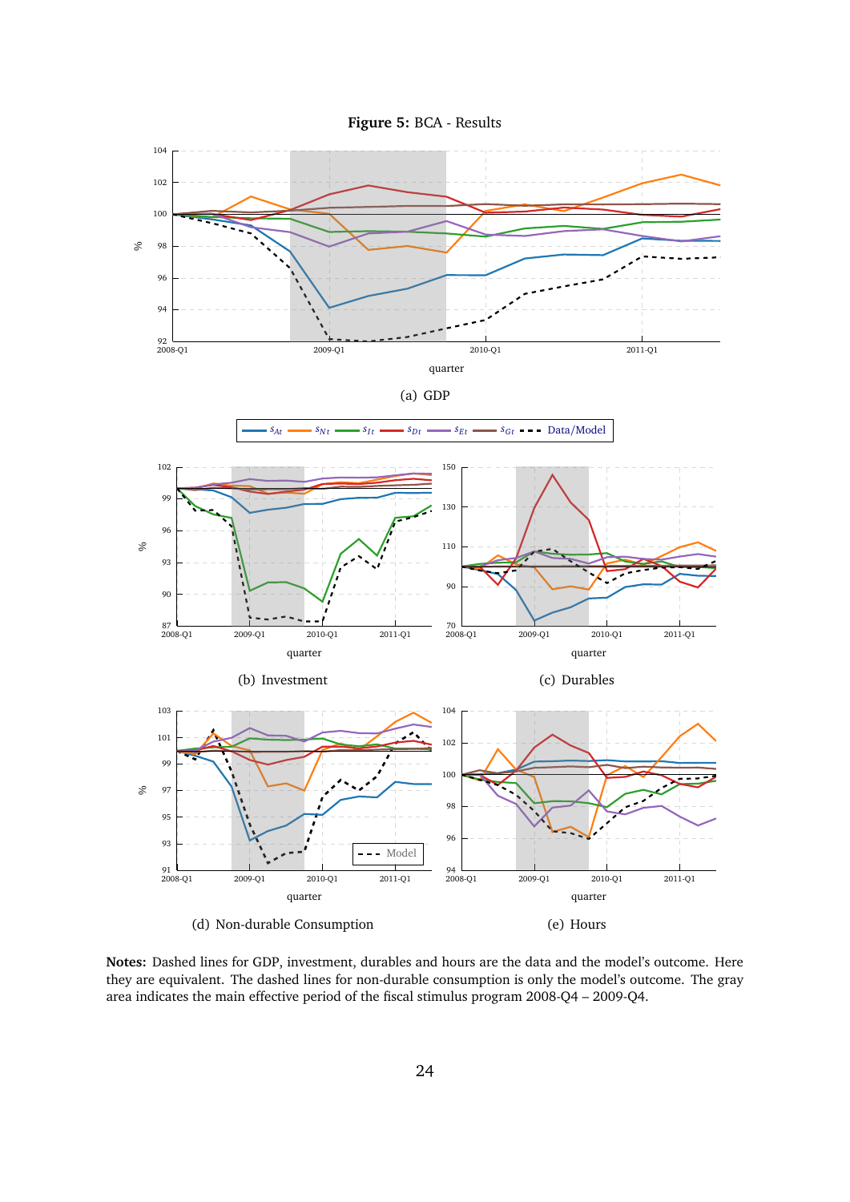**Figure 5:** BCA - Results

(a) GDP

(b) Investment

(c) Durables

(d) Non-durable Consumption

(e) Hours

**Notes:** Dashed lines for GDP, investment, durables and hours are the data and the model's outcome. Here they are equivalent. The dashed lines for non-durable consumption is only the model's outcome. The gray area indicates the main effective period of the fiscal stimulus program 2008-Q4 – 2009-Q4.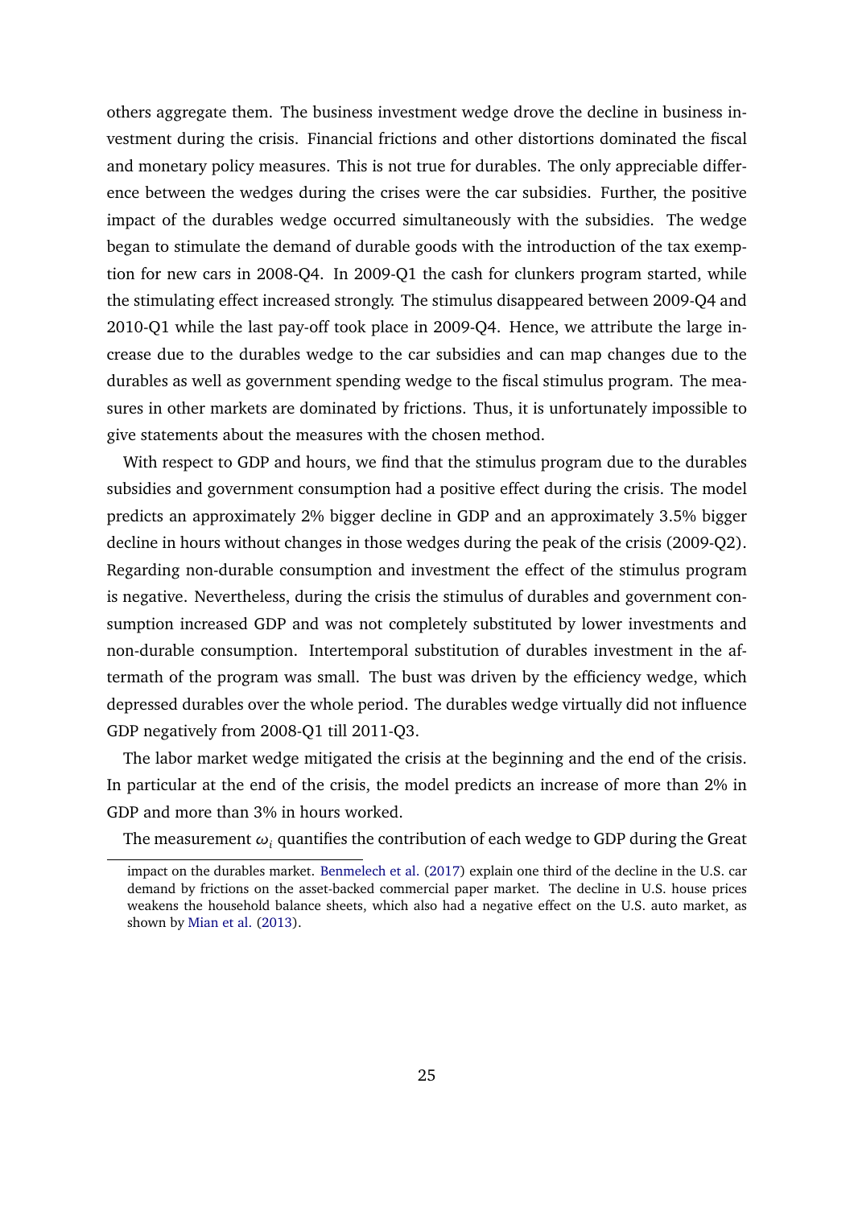others aggregate them. The business investment wedge drove the decline in business investment during the crisis. Financial frictions and other distortions dominated the fiscal and monetary policy measures. This is not true for durables. The only appreciable difference between the wedges during the crises were the car subsidies. Further, the positive impact of the durables wedge occurred simultaneously with the subsidies. The wedge began to stimulate the demand of durable goods with the introduction of the tax exemption for new cars in 2008-Q4. In 2009-Q1 the cash for clunkers program started, while the stimulating effect increased strongly. The stimulus disappeared between 2009-Q4 and 2010-Q1 while the last pay-off took place in 2009-Q4. Hence, we attribute the large increase due to the durables wedge to the car subsidies and can map changes due to the durables as well as government spending wedge to the fiscal stimulus program. The measures in other markets are dominated by frictions. Thus, it is unfortunately impossible to give statements about the measures with the chosen method.

With respect to GDP and hours, we find that the stimulus program due to the durables subsidies and government consumption had a positive effect during the crisis. The model predicts an approximately 2% bigger decline in GDP and an approximately 3.5% bigger decline in hours without changes in those wedges during the peak of the crisis (2009-Q2). Regarding non-durable consumption and investment the effect of the stimulus program is negative. Nevertheless, during the crisis the stimulus of durables and government consumption increased GDP and was not completely substituted by lower investments and non-durable consumption. Intertemporal substitution of durables investment in the aftermath of the program was small. The bust was driven by the efficiency wedge, which depressed durables over the whole period. The durables wedge virtually did not influence GDP negatively from 2008-Q1 till 2011-Q3.

The labor market wedge mitigated the crisis at the beginning and the end of the crisis. In particular at the end of the crisis, the model predicts an increase of more than 2% in GDP and more than 3% in hours worked.

The measurement $\omega_i$ quantifies the contribution of each wedge to GDP during the Great

impact on the durables market. Benmelech et al. (2017) explain one third of the decline in the U.S. car demand by frictions on the asset-backed commercial paper market. The decline in U.S. house prices weakens the household balance sheets, which also had a negative effect on the U.S. auto market, as shown by Mian et al. (2013).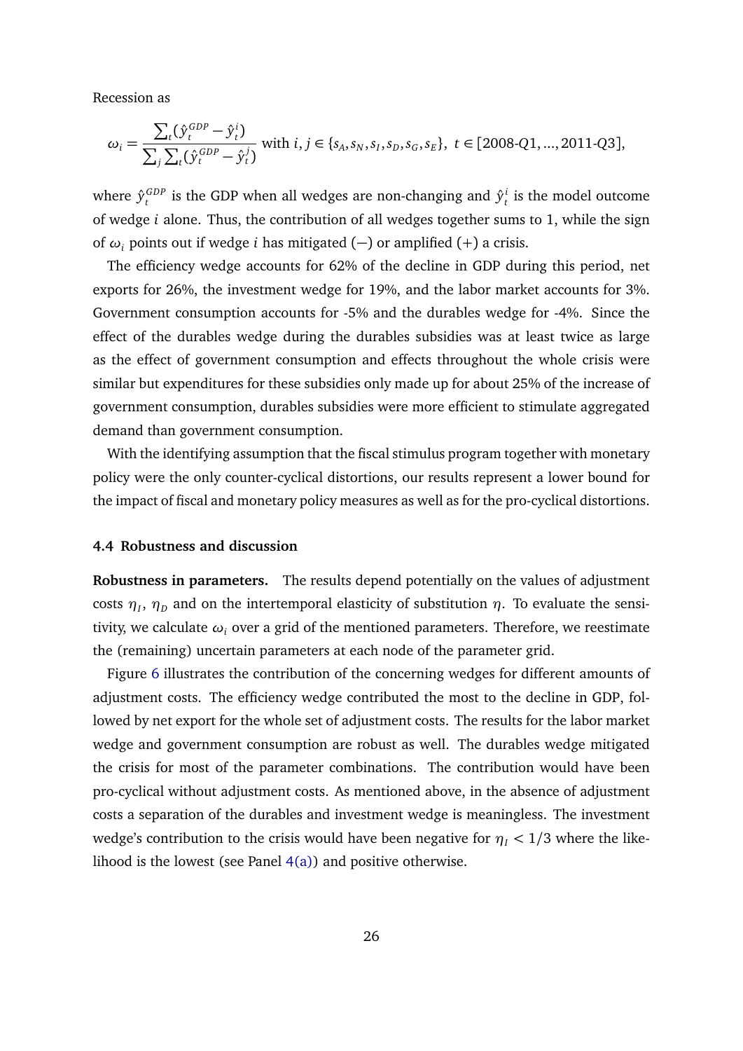Recession as

$$\omega_i = \frac{\sum_t (\hat{y}_t^{GDP} - \hat{y}_t^i)}{\sum_j \sum_t (\hat{y}_t^{GDP} - \hat{y}_t^j)} \text{ with } i, j \in \{s_A, s_N, s_I, s_D, s_G, s_E\},\ t \in [2008\text{-}Q1, ..., 2011\text{-}Q3],$$

where $\hat{y}_t^{GDP}$ is the GDP when all wedges are non-changing and $\hat{y}_t^i$ is the model outcome of wedge $i$ alone. Thus, the contribution of all wedges together sums to 1, while the sign of $\omega_i$ points out if wedge $i$ has mitigated $(-)$ or amplified $(+)$ a crisis.

The efficiency wedge accounts for 62% of the decline in GDP during this period, net exports for 26%, the investment wedge for 19%, and the labor market accounts for 3%. Government consumption accounts for -5% and the durables wedge for -4%. Since the effect of the durables wedge during the durables subsidies was at least twice as large as the effect of government consumption and effects throughout the whole crisis were similar but expenditures for these subsidies only made up for about 25% of the increase of government consumption, durables subsidies were more efficient to stimulate aggregated demand than government consumption.

With the identifying assumption that the fiscal stimulus program together with monetary policy were the only counter-cyclical distortions, our results represent a lower bound for the impact of fiscal and monetary policy measures as well as for the pro-cyclical distortions.

### 4.4 Robustness and discussion

**Robustness in parameters.** The results depend potentially on the values of adjustment costs $\eta_I$, $\eta_D$ and on the intertemporal elasticity of substitution $\eta$. To evaluate the sensitivity, we calculate $\omega_i$ over a grid of the mentioned parameters. Therefore, we reestimate the (remaining) uncertain parameters at each node of the parameter grid.

Figure 6 illustrates the contribution of the concerning wedges for different amounts of adjustment costs. The efficiency wedge contributed the most to the decline in GDP, followed by net export for the whole set of adjustment costs. The results for the labor market wedge and government consumption are robust as well. The durables wedge mitigated the crisis for most of the parameter combinations. The contribution would have been pro-cyclical without adjustment costs. As mentioned above, in the absence of adjustment costs a separation of the durables and investment wedge is meaningless. The investment wedge's contribution to the crisis would have been negative for $\eta_I < 1/3$ where the likelihood is the lowest (see Panel 4(a)) and positive otherwise.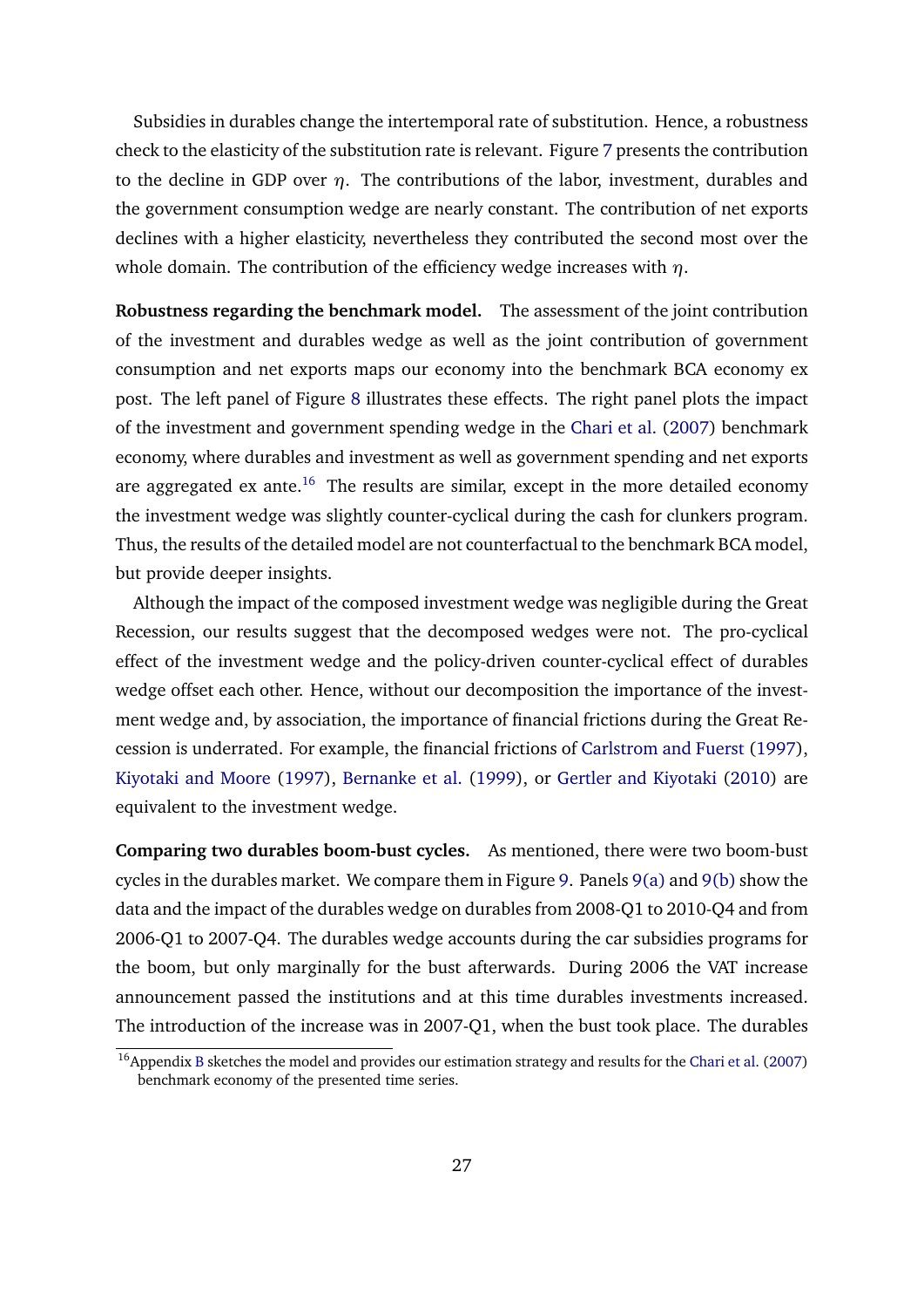Subsidies in durables change the intertemporal rate of substitution. Hence, a robustness check to the elasticity of the substitution rate is relevant. Figure 7 presents the contribution to the decline in GDP over $\eta$. The contributions of the labor, investment, durables and the government consumption wedge are nearly constant. The contribution of net exports declines with a higher elasticity, nevertheless they contributed the second most over the whole domain. The contribution of the efficiency wedge increases with $\eta$.

**Robustness regarding the benchmark model.** The assessment of the joint contribution of the investment and durables wedge as well as the joint contribution of government consumption and net exports maps our economy into the benchmark BCA economy ex post. The left panel of Figure 8 illustrates these effects. The right panel plots the impact of the investment and government spending wedge in the Chari et al. (2007) benchmark economy, where durables and investment as well as government spending and net exports are aggregated ex ante.[16] The results are similar, except in the more detailed economy the investment wedge was slightly counter-cyclical during the cash for clunkers program. Thus, the results of the detailed model are not counterfactual to the benchmark BCA model, but provide deeper insights.

Although the impact of the composed investment wedge was negligible during the Great Recession, our results suggest that the decomposed wedges were not. The pro-cyclical effect of the investment wedge and the policy-driven counter-cyclical effect of durables wedge offset each other. Hence, without our decomposition the importance of the investment wedge and, by association, the importance of financial frictions during the Great Recession is underrated. For example, the financial frictions of Carlstrom and Fuerst (1997), Kiyotaki and Moore (1997), Bernanke et al. (1999), or Gertler and Kiyotaki (2010) are equivalent to the investment wedge.

**Comparing two durables boom-bust cycles.** As mentioned, there were two boom-bust cycles in the durables market. We compare them in Figure 9. Panels 9(a) and 9(b) show the data and the impact of the durables wedge on durables from 2008-Q1 to 2010-Q4 and from 2006-Q1 to 2007-Q4. The durables wedge accounts during the car subsidies programs for the boom, but only marginally for the bust afterwards. During 2006 the VAT increase announcement passed the institutions and at this time durables investments increased. The introduction of the increase was in 2007-Q1, when the bust took place. The durables

[16] Appendix B sketches the model and provides our estimation strategy and results for the Chari et al. (2007) benchmark economy of the presented time series.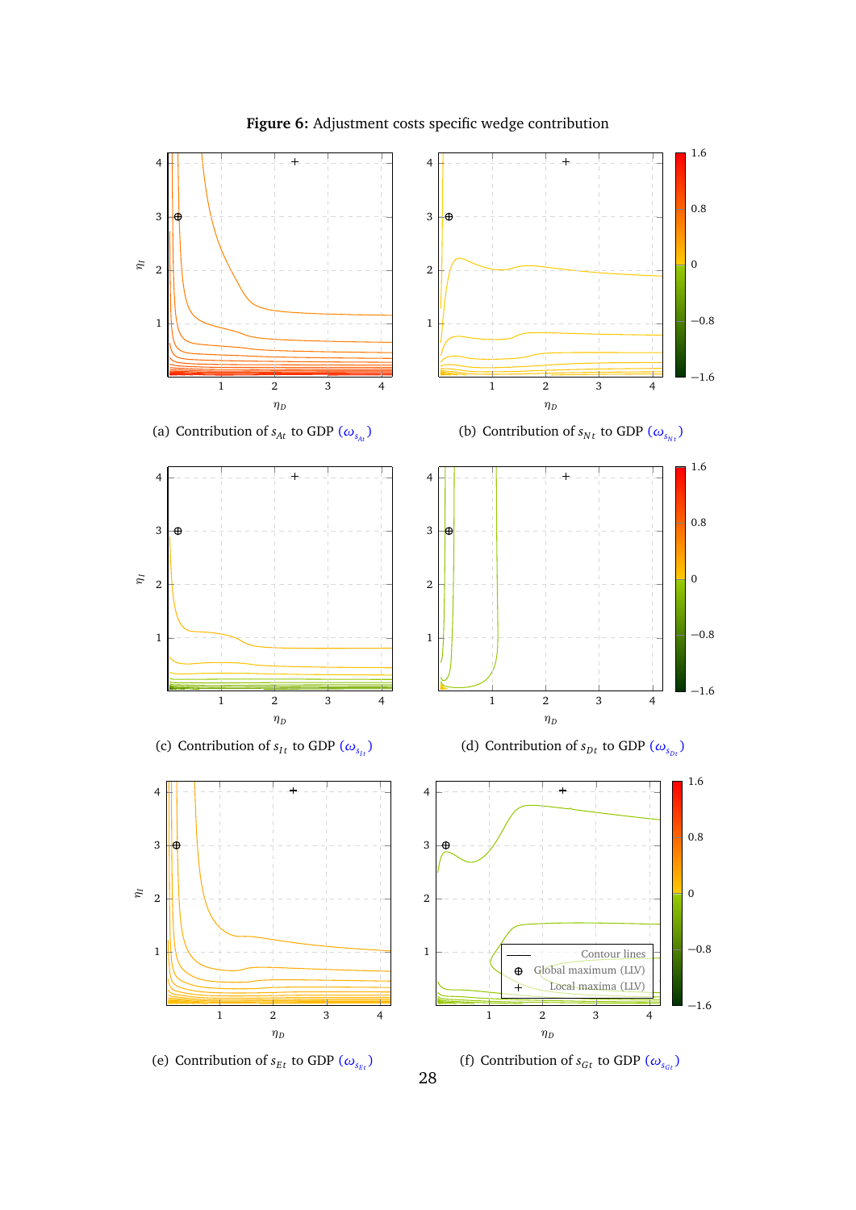**Figure 6:** Adjustment costs specific wedge contribution

(a) Contribution of $s_{At}$ to GDP ($\omega_{s_{At}}$)

(b) Contribution of $s_{Nt}$ to GDP ($\omega_{s_{Nt}}$)

(c) Contribution of $s_{It}$ to GDP ($\omega_{s_{It}}$)

(d) Contribution of $s_{Dt}$ to GDP ($\omega_{s_{Dt}}$)

(e) Contribution of $s_{Et}$ to GDP ($\omega_{s_{Et}}$)

(f) Contribution of $s_{Gt}$ to GDP ($\omega_{s_{Gt}}$)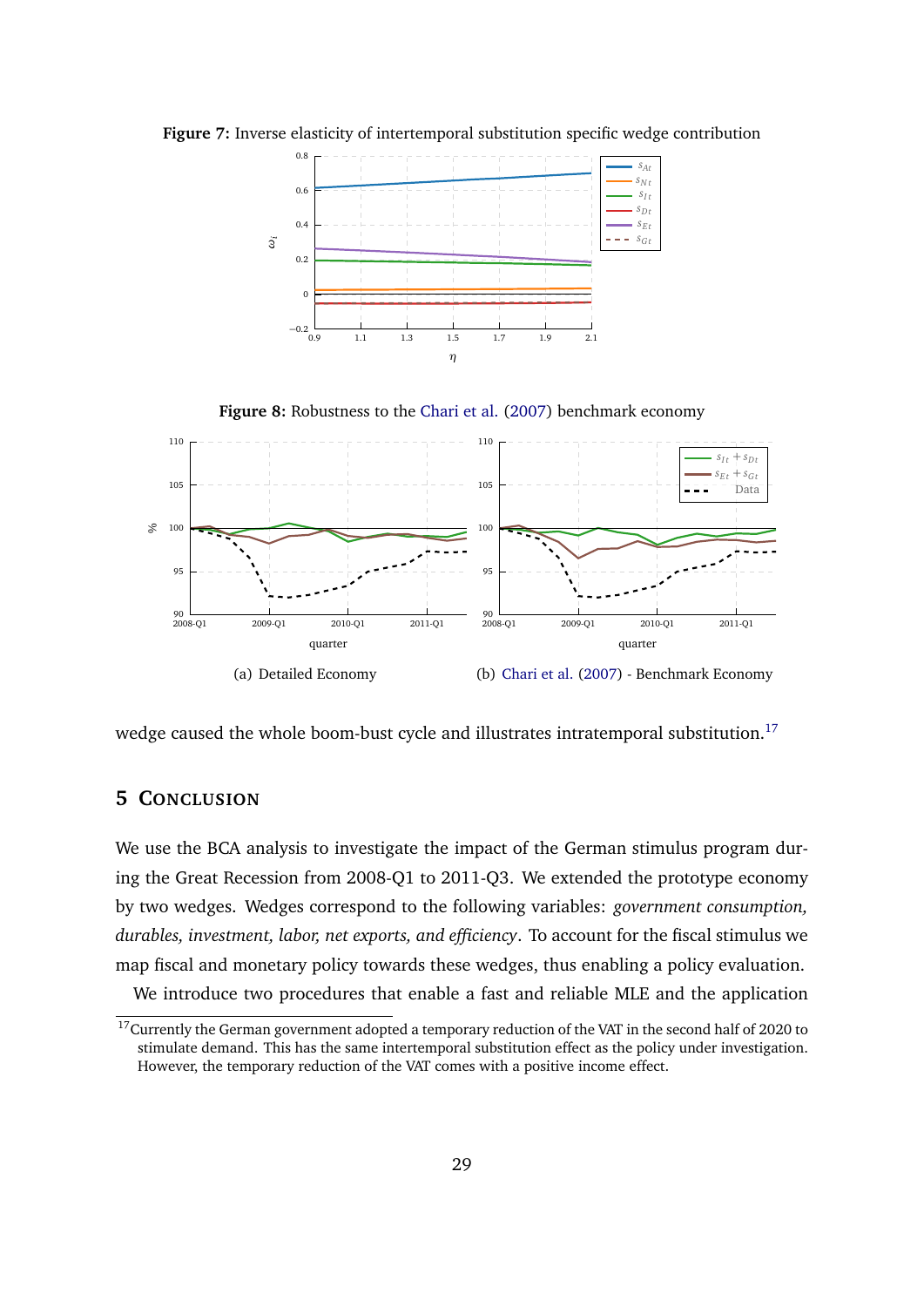**Figure 7:** Inverse elasticity of intertemporal substitution specific wedge contribution

**Figure 8:** Robustness to the Chari et al. (2007) benchmark economy

(a) Detailed Economy

(b) Chari et al. (2007) - Benchmark Economy

wedge caused the whole boom-bust cycle and illustrates intratemporal substitution.[17]

# 5 Conclusion

We use the BCA analysis to investigate the impact of the German stimulus program during the Great Recession from 2008-Q1 to 2011-Q3. We extended the prototype economy by two wedges. Wedges correspond to the following variables: *government consumption, durables, investment, labor, net exports, and efficiency*. To account for the fiscal stimulus we map fiscal and monetary policy towards these wedges, thus enabling a policy evaluation.

We introduce two procedures that enable a fast and reliable MLE and the application

[17]Currently the German government adopted a temporary reduction of the VAT in the second half of 2020 to stimulate demand. This has the same intertemporal substitution effect as the policy under investigation. However, the temporary reduction of the VAT comes with a positive income effect.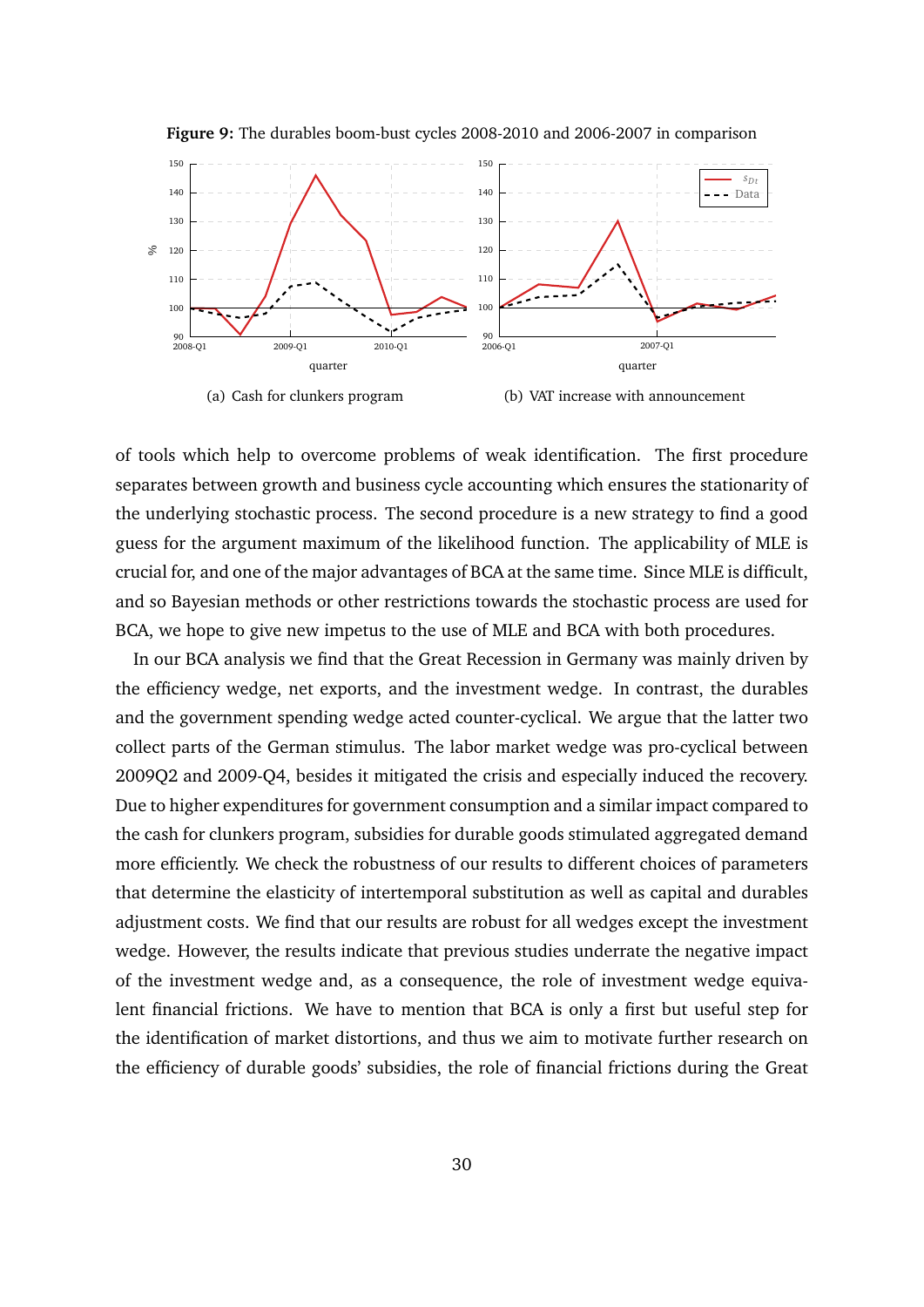**Figure 9:** The durables boom-bust cycles 2008-2010 and 2006-2007 in comparison

(a) Cash for clunkers program

(b) VAT increase with announcement

of tools which help to overcome problems of weak identification. The first procedure separates between growth and business cycle accounting which ensures the stationarity of the underlying stochastic process. The second procedure is a new strategy to find a good guess for the argument maximum of the likelihood function. The applicability of MLE is crucial for, and one of the major advantages of BCA at the same time. Since MLE is difficult, and so Bayesian methods or other restrictions towards the stochastic process are used for BCA, we hope to give new impetus to the use of MLE and BCA with both procedures.

In our BCA analysis we find that the Great Recession in Germany was mainly driven by the efficiency wedge, net exports, and the investment wedge. In contrast, the durables and the government spending wedge acted counter-cyclical. We argue that the latter two collect parts of the German stimulus. The labor market wedge was pro-cyclical between 2009Q2 and 2009-Q4, besides it mitigated the crisis and especially induced the recovery. Due to higher expenditures for government consumption and a similar impact compared to the cash for clunkers program, subsidies for durable goods stimulated aggregated demand more efficiently. We check the robustness of our results to different choices of parameters that determine the elasticity of intertemporal substitution as well as capital and durables adjustment costs. We find that our results are robust for all wedges except the investment wedge. However, the results indicate that previous studies underrate the negative impact of the investment wedge and, as a consequence, the role of investment wedge equivalent financial frictions. We have to mention that BCA is only a first but useful step for the identification of market distortions, and thus we aim to motivate further research on the efficiency of durable goods' subsidies, the role of financial frictions during the Great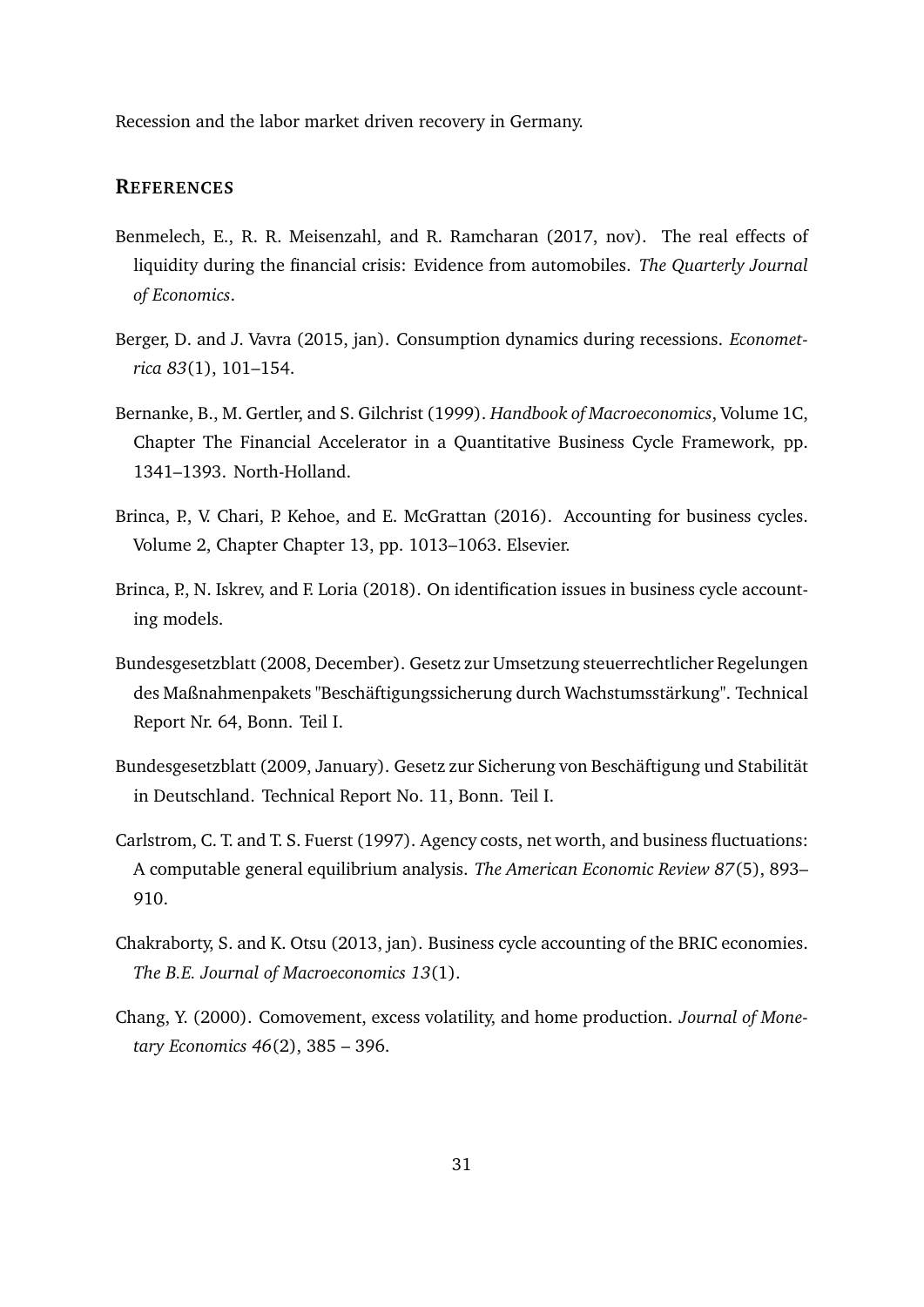Recession and the labor market driven recovery in Germany.

## REFERENCES

Benmelech, E., R. R. Meisenzahl, and R. Ramcharan (2017, nov). The real effects of liquidity during the financial crisis: Evidence from automobiles. *The Quarterly Journal of Economics*.

Berger, D. and J. Vavra (2015, jan). Consumption dynamics during recessions. *Econometrica 83*(1), 101–154.

Bernanke, B., M. Gertler, and S. Gilchrist (1999). *Handbook of Macroeconomics*, Volume 1C, Chapter The Financial Accelerator in a Quantitative Business Cycle Framework, pp. 1341–1393. North-Holland.

Brinca, P., V. Chari, P. Kehoe, and E. McGrattan (2016). Accounting for business cycles. Volume 2, Chapter Chapter 13, pp. 1013–1063. Elsevier.

Brinca, P., N. Iskrev, and F. Loria (2018). On identification issues in business cycle accounting models.

Bundesgesetzblatt (2008, December). Gesetz zur Umsetzung steuerrechtlicher Regelungen des Maßnahmenpakets "Beschäftigungssicherung durch Wachstumsstärkung". Technical Report Nr. 64, Bonn. Teil I.

Bundesgesetzblatt (2009, January). Gesetz zur Sicherung von Beschäftigung und Stabilität in Deutschland. Technical Report No. 11, Bonn. Teil I.

Carlstrom, C. T. and T. S. Fuerst (1997). Agency costs, net worth, and business fluctuations: A computable general equilibrium analysis. *The American Economic Review 87*(5), 893–910.

Chakraborty, S. and K. Otsu (2013, jan). Business cycle accounting of the BRIC economies. *The B.E. Journal of Macroeconomics 13*(1).

Chang, Y. (2000). Comovement, excess volatility, and home production. *Journal of Monetary Economics 46*(2), 385 – 396.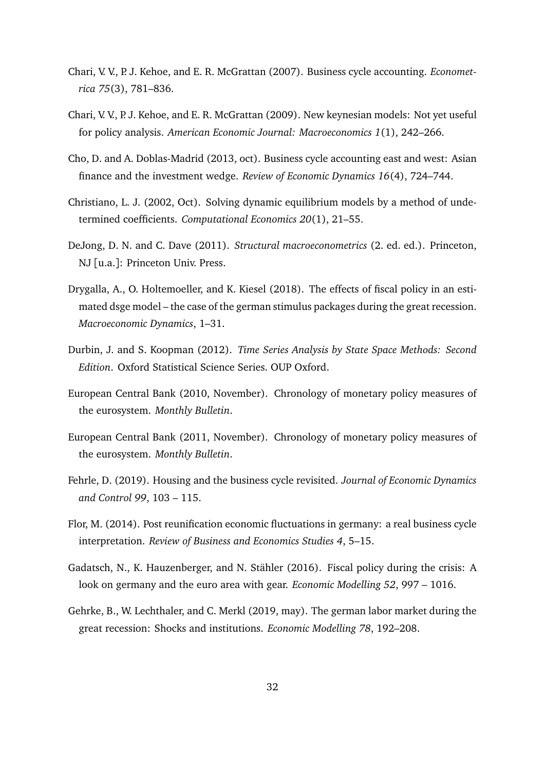Chari, V. V., P. J. Kehoe, and E. R. McGrattan (2007). Business cycle accounting. *Econometrica 75*(3), 781–836.

Chari, V. V., P. J. Kehoe, and E. R. McGrattan (2009). New keynesian models: Not yet useful for policy analysis. *American Economic Journal: Macroeconomics 1*(1), 242–266.

Cho, D. and A. Doblas-Madrid (2013, oct). Business cycle accounting east and west: Asian finance and the investment wedge. *Review of Economic Dynamics 16*(4), 724–744.

Christiano, L. J. (2002, Oct). Solving dynamic equilibrium models by a method of undetermined coefficients. *Computational Economics 20*(1), 21–55.

DeJong, D. N. and C. Dave (2011). *Structural macroeconometrics* (2. ed. ed.). Princeton, NJ [u.a.]: Princeton Univ. Press.

Drygalla, A., O. Holtemoeller, and K. Kiesel (2018). The effects of fiscal policy in an estimated dsge model – the case of the german stimulus packages during the great recession. *Macroeconomic Dynamics*, 1–31.

Durbin, J. and S. Koopman (2012). *Time Series Analysis by State Space Methods: Second Edition*. Oxford Statistical Science Series. OUP Oxford.

European Central Bank (2010, November). Chronology of monetary policy measures of the eurosystem. *Monthly Bulletin*.

European Central Bank (2011, November). Chronology of monetary policy measures of the eurosystem. *Monthly Bulletin*.

Fehrle, D. (2019). Housing and the business cycle revisited. *Journal of Economic Dynamics and Control 99*, 103 – 115.

Flor, M. (2014). Post reunification economic fluctuations in germany: a real business cycle interpretation. *Review of Business and Economics Studies 4*, 5–15.

Gadatsch, N., K. Hauzenberger, and N. Stähler (2016). Fiscal policy during the crisis: A look on germany and the euro area with gear. *Economic Modelling 52*, 997 – 1016.

Gehrke, B., W. Lechthaler, and C. Merkl (2019, may). The german labor market during the great recession: Shocks and institutions. *Economic Modelling 78*, 192–208.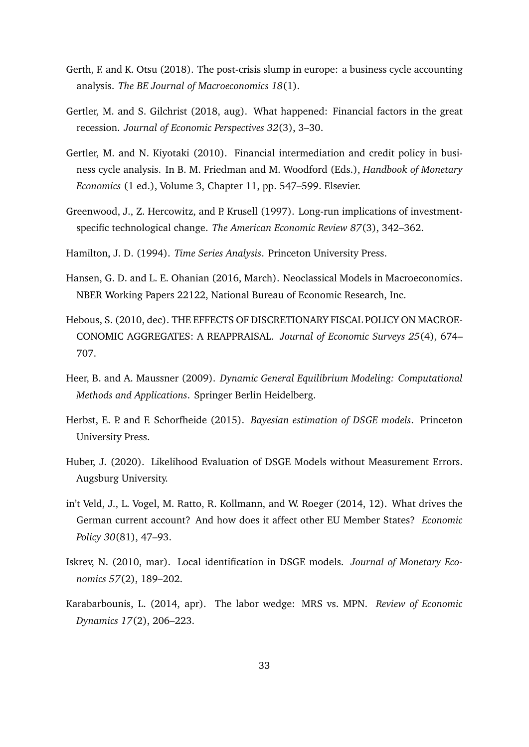Gerth, F. and K. Otsu (2018). The post-crisis slump in europe: a business cycle accounting analysis. *The BE Journal of Macroeconomics 18*(1).

Gertler, M. and S. Gilchrist (2018, aug). What happened: Financial factors in the great recession. *Journal of Economic Perspectives 32*(3), 3–30.

Gertler, M. and N. Kiyotaki (2010). Financial intermediation and credit policy in business cycle analysis. In B. M. Friedman and M. Woodford (Eds.), *Handbook of Monetary Economics* (1 ed.), Volume 3, Chapter 11, pp. 547–599. Elsevier.

Greenwood, J., Z. Hercowitz, and P. Krusell (1997). Long-run implications of investment-specific technological change. *The American Economic Review 87*(3), 342–362.

Hamilton, J. D. (1994). *Time Series Analysis*. Princeton University Press.

Hansen, G. D. and L. E. Ohanian (2016, March). Neoclassical Models in Macroeconomics. NBER Working Papers 22122, National Bureau of Economic Research, Inc.

Hebous, S. (2010, dec). THE EFFECTS OF DISCRETIONARY FISCAL POLICY ON MACROECONOMIC AGGREGATES: A REAPPRAISAL. *Journal of Economic Surveys 25*(4), 674–707.

Heer, B. and A. Maussner (2009). *Dynamic General Equilibrium Modeling: Computational Methods and Applications*. Springer Berlin Heidelberg.

Herbst, E. P. and F. Schorfheide (2015). *Bayesian estimation of DSGE models*. Princeton University Press.

Huber, J. (2020). Likelihood Evaluation of DSGE Models without Measurement Errors. Augsburg University.

in't Veld, J., L. Vogel, M. Ratto, R. Kollmann, and W. Roeger (2014, 12). What drives the German current account? And how does it affect other EU Member States? *Economic Policy 30*(81), 47–93.

Iskrev, N. (2010, mar). Local identification in DSGE models. *Journal of Monetary Economics 57*(2), 189–202.

Karabarbounis, L. (2014, apr). The labor wedge: MRS vs. MPN. *Review of Economic Dynamics 17*(2), 206–223.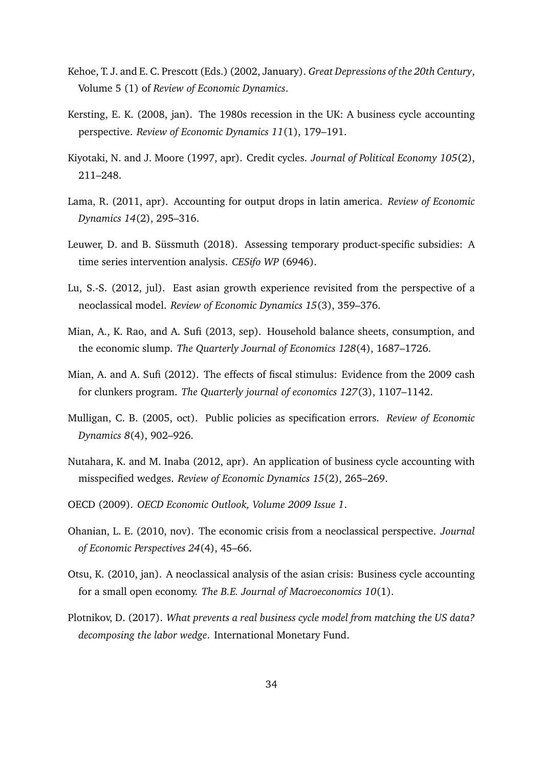Kehoe, T. J. and E. C. Prescott (Eds.) (2002, January). *Great Depressions of the 20th Century*, Volume 5 (1) of *Review of Economic Dynamics*.

Kersting, E. K. (2008, jan). The 1980s recession in the UK: A business cycle accounting perspective. *Review of Economic Dynamics 11*(1), 179–191.

Kiyotaki, N. and J. Moore (1997, apr). Credit cycles. *Journal of Political Economy 105*(2), 211–248.

Lama, R. (2011, apr). Accounting for output drops in latin america. *Review of Economic Dynamics 14*(2), 295–316.

Leuwer, D. and B. Süssmuth (2018). Assessing temporary product-specific subsidies: A time series intervention analysis. *CESifo WP* (6946).

Lu, S.-S. (2012, jul). East asian growth experience revisited from the perspective of a neoclassical model. *Review of Economic Dynamics 15*(3), 359–376.

Mian, A., K. Rao, and A. Sufi (2013, sep). Household balance sheets, consumption, and the economic slump. *The Quarterly Journal of Economics 128*(4), 1687–1726.

Mian, A. and A. Sufi (2012). The effects of fiscal stimulus: Evidence from the 2009 cash for clunkers program. *The Quarterly journal of economics 127*(3), 1107–1142.

Mulligan, C. B. (2005, oct). Public policies as specification errors. *Review of Economic Dynamics 8*(4), 902–926.

Nutahara, K. and M. Inaba (2012, apr). An application of business cycle accounting with misspecified wedges. *Review of Economic Dynamics 15*(2), 265–269.

OECD (2009). *OECD Economic Outlook, Volume 2009 Issue 1*.

Ohanian, L. E. (2010, nov). The economic crisis from a neoclassical perspective. *Journal of Economic Perspectives 24*(4), 45–66.

Otsu, K. (2010, jan). A neoclassical analysis of the asian crisis: Business cycle accounting for a small open economy. *The B.E. Journal of Macroeconomics 10*(1).

Plotnikov, D. (2017). *What prevents a real business cycle model from matching the US data? decomposing the labor wedge*. International Monetary Fund.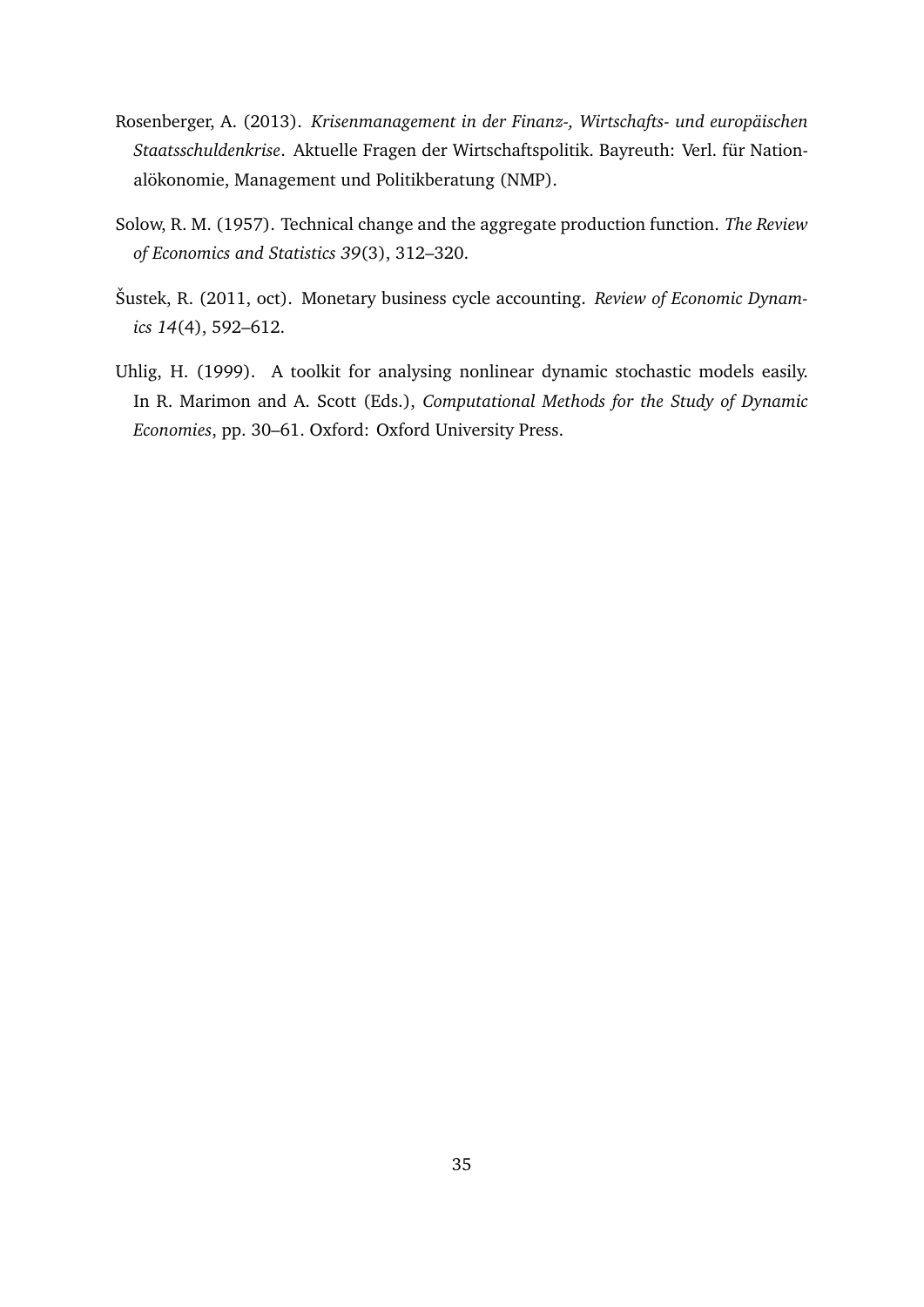Rosenberger, A. (2013). *Krisenmanagement in der Finanz-, Wirtschafts- und europäischen Staatsschuldenkrise*. Aktuelle Fragen der Wirtschaftspolitik. Bayreuth: Verl. für Nationalökonomie, Management und Politikberatung (NMP).

Solow, R. M. (1957). Technical change and the aggregate production function. *The Review of Economics and Statistics 39*(3), 312–320.

Šustek, R. (2011, oct). Monetary business cycle accounting. *Review of Economic Dynamics 14*(4), 592–612.

Uhlig, H. (1999). A toolkit for analysing nonlinear dynamic stochastic models easily. In R. Marimon and A. Scott (Eds.), *Computational Methods for the Study of Dynamic Economies*, pp. 30–61. Oxford: Oxford University Press.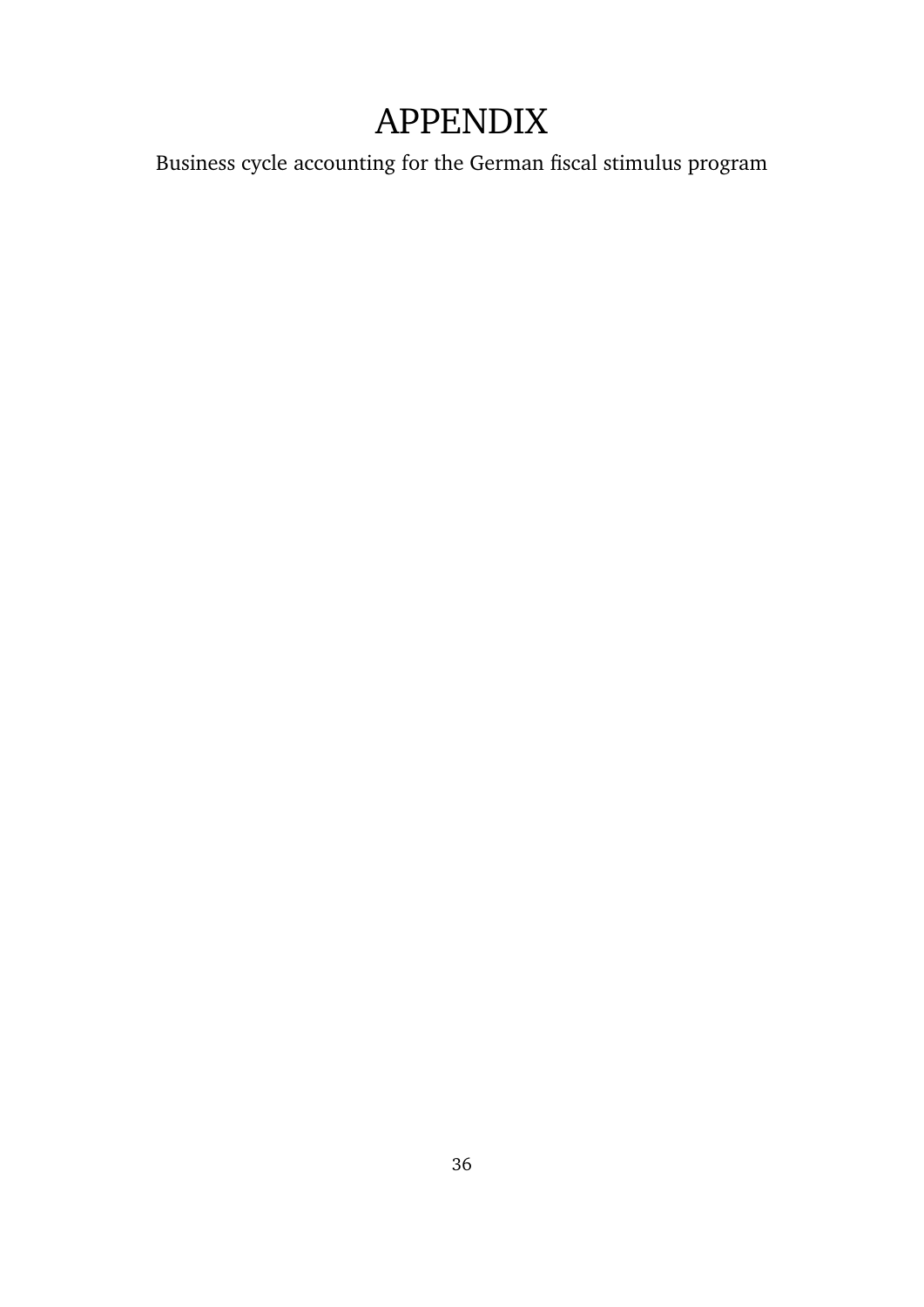# APPENDIX

Business cycle accounting for the German fiscal stimulus program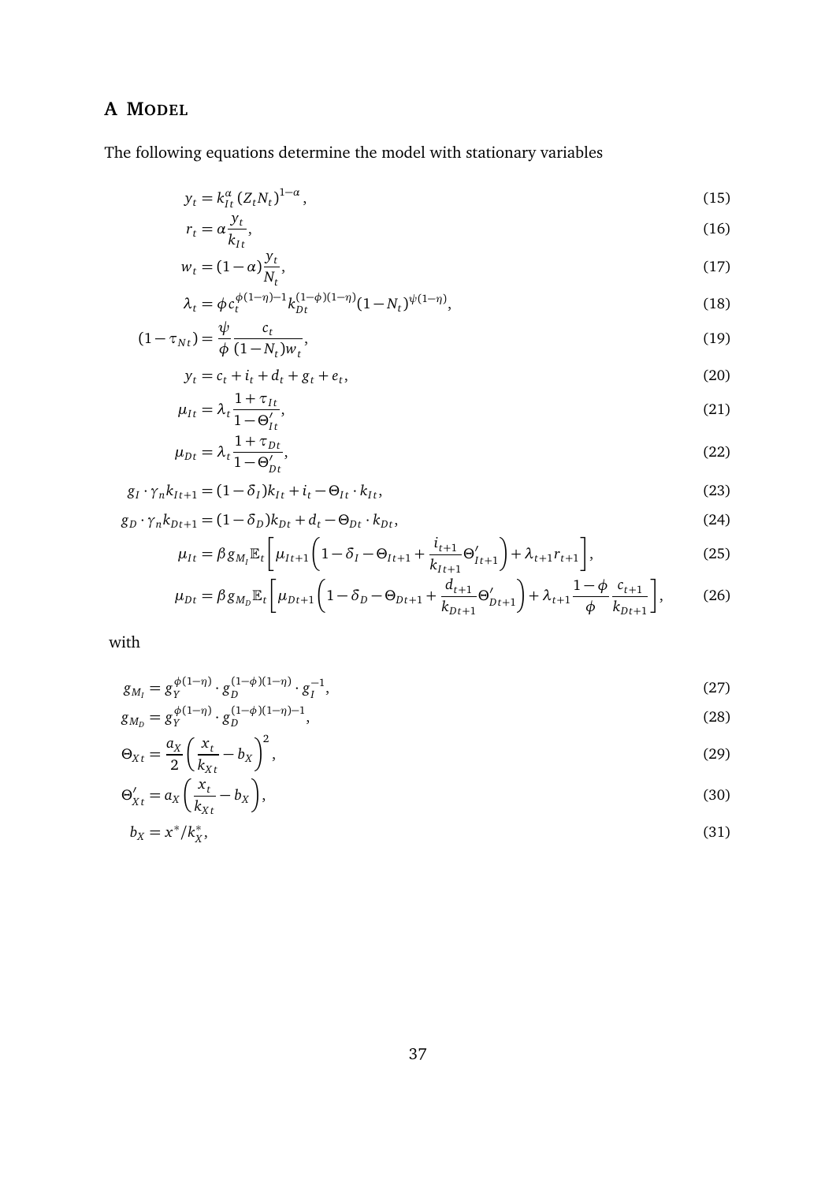# A Model

The following equations determine the model with stationary variables

$$y_t = k_{It}^{\alpha} \left(Z_t N_t\right)^{1-\alpha}, \tag{15}$$

$$r_t = \alpha \frac{y_t}{k_{It}}, \tag{16}$$

$$w_t = (1-\alpha)\frac{y_t}{N_t}, \tag{17}$$

$$\lambda_t = \phi c_t^{\phi(1-\eta)-1} k_{Dt}^{(1-\phi)(1-\eta)} (1-N_t)^{\psi(1-\eta)}, \tag{18}$$

$$(1-\tau_{Nt}) = \frac{\psi}{\phi} \frac{c_t}{(1-N_t)w_t}, \tag{19}$$

$$y_t = c_t + i_t + d_t + g_t + e_t, \tag{20}$$

$$\mu_{It} = \lambda_t \frac{1+\tau_{It}}{1-\Theta_{It}'}, \tag{21}$$

$$\mu_{Dt} = \lambda_t \frac{1+\tau_{Dt}}{1-\Theta_{Dt}'}, \tag{22}$$

$$g_I \cdot \gamma_n k_{It+1} = (1-\delta_I)k_{It} + i_t - \Theta_{It} \cdot k_{It}, \tag{23}$$

$$g_D \cdot \gamma_n k_{Dt+1} = (1-\delta_D)k_{Dt} + d_t - \Theta_{Dt} \cdot k_{Dt}, \tag{24}$$

$$\mu_{It} = \beta g_{M_I} \mathbb{E}_t \left[ \mu_{It+1} \left( 1 - \delta_I - \Theta_{It+1} + \frac{i_{t+1}}{k_{It+1}} \Theta_{It+1}' \right) + \lambda_{t+1} r_{t+1} \right], \tag{25}$$

$$\mu_{Dt} = \beta g_{M_D} \mathbb{E}_t \left[ \mu_{Dt+1} \left( 1 - \delta_D - \Theta_{Dt+1} + \frac{d_{t+1}}{k_{Dt+1}} \Theta_{Dt+1}' \right) + \lambda_{t+1} \frac{1-\phi}{\phi} \frac{c_{t+1}}{k_{Dt+1}} \right], \tag{26}$$

with

$$g_{M_I} = g_Y^{\phi(1-\eta)} \cdot g_D^{(1-\phi)(1-\eta)} \cdot g_I^{-1}, \tag{27}$$

$$g_{M_D} = g_Y^{\phi(1-\eta)} \cdot g_D^{(1-\phi)(1-\eta)-1}, \tag{28}$$

$$\Theta_{Xt} = \frac{a_X}{2} \left( \frac{x_t}{k_{Xt}} - b_X \right)^2, \tag{29}$$

$$\Theta_{Xt}' = a_X \left( \frac{x_t}{k_{Xt}} - b_X \right), \tag{30}$$

$$b_X = x^* / k_X^*, \tag{31}$$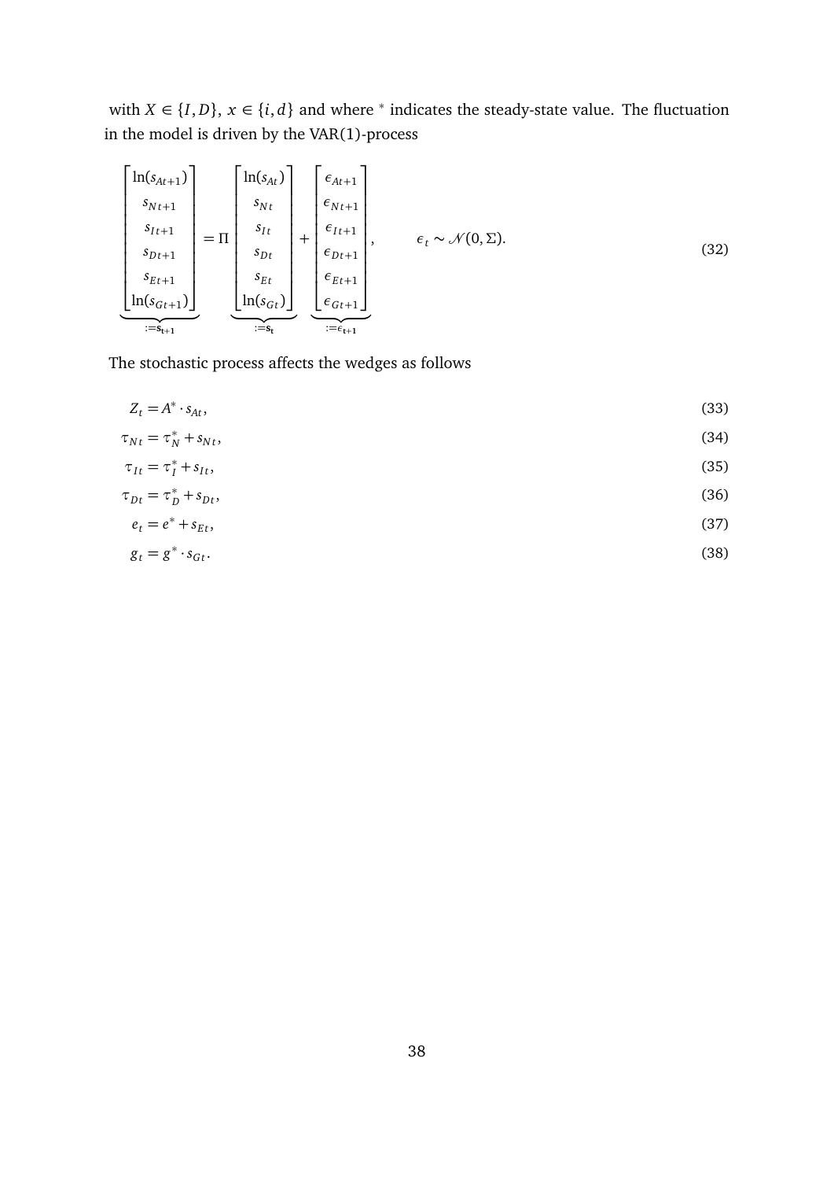with $X \in \{I, D\}$, $x \in \{i, d\}$ and where $^*$ indicates the steady-state value. The fluctuation in the model is driven by the VAR(1)-process

$$\underbrace{\begin{bmatrix} \ln(s_{At+1}) \\ s_{Nt+1} \\ s_{It+1} \\ s_{Dt+1} \\ s_{Et+1} \\ \ln(s_{Gt+1}) \end{bmatrix}}_{:=\mathbf{s_{t+1}}} = \Pi \underbrace{\begin{bmatrix} \ln(s_{At}) \\ s_{Nt} \\ s_{It} \\ s_{Dt} \\ s_{Et} \\ \ln(s_{Gt}) \end{bmatrix}}_{:=\mathbf{s_t}} + \underbrace{\begin{bmatrix} \epsilon_{At+1} \\ \epsilon_{Nt+1} \\ \epsilon_{It+1} \\ \epsilon_{Dt+1} \\ \epsilon_{Et+1} \\ \epsilon_{Gt+1} \end{bmatrix}}_{:=\epsilon_{\mathbf{t+1}}}, \qquad \epsilon_t \sim \mathcal{N}(0, \Sigma). \tag{32}$$

The stochastic process affects the wedges as follows

$$Z_t = A^* \cdot s_{At}, \tag{33}$$

$$\tau_{Nt} = \tau_N^* + s_{Nt}, \tag{34}$$

$$\tau_{It} = \tau_I^* + s_{It}, \tag{35}$$

$$\tau_{Dt} = \tau_D^* + s_{Dt}, \tag{36}$$

$$e_t = e^* + s_{Et}, \tag{37}$$

$$g_t = g^* \cdot s_{Gt}. \tag{38}$$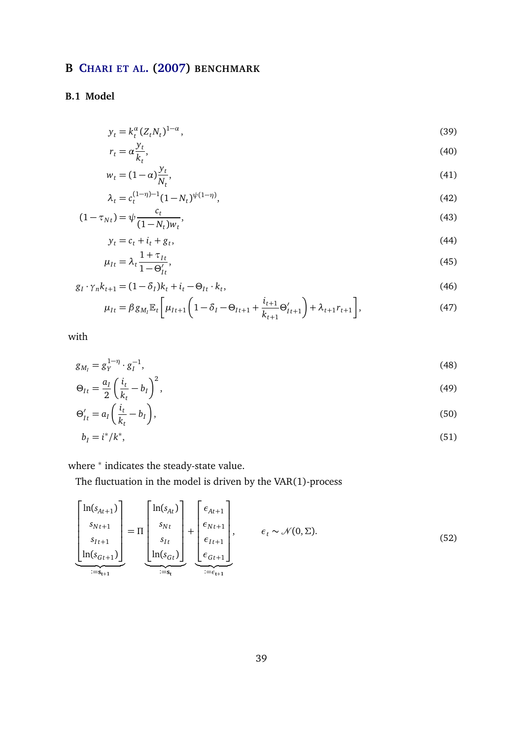## B Chari et al. (2007) benchmark

### B.1 Model

$$y_t = k_t^{\alpha}(Z_t N_t)^{1-\alpha}, \tag{39}$$

$$r_t = \alpha \frac{y_t}{k_t}, \tag{40}$$

$$w_t = (1-\alpha)\frac{y_t}{N_t}, \tag{41}$$

$$\lambda_t = c_t^{(1-\eta)-1}(1-N_t)^{\psi(1-\eta)}, \tag{42}$$

$$(1-\tau_{Nt}) = \psi \frac{c_t}{(1-N_t)w_t}, \tag{43}$$

$$y_t = c_t + i_t + g_t, \tag{44}$$

$$\mu_{It} = \lambda_t \frac{1+\tau_{It}}{1-\Theta'_{It}}, \tag{45}$$

$$g_I \cdot \gamma_n k_{t+1} = (1-\delta_I)k_t + i_t - \Theta_{It} \cdot k_t, \tag{46}$$

$$\mu_{It} = \beta g_{M_I} \mathbb{E}_t \left[ \mu_{It+1}\left(1-\delta_I - \Theta_{It+1} + \frac{i_{t+1}}{k_{t+1}}\Theta'_{It+1}\right) + \lambda_{t+1} r_{t+1} \right], \tag{47}$$

with

$$g_{M_I} = g_Y^{1-\eta} \cdot g_I^{-1}, \tag{48}$$

$$\Theta_{It} = \frac{a_I}{2}\left(\frac{i_t}{k_t} - b_I\right)^2, \tag{49}$$

$$\Theta'_{It} = a_I \left(\frac{i_t}{k_t} - b_I\right), \tag{50}$$

$$b_I = i^*/k^*, \tag{51}$$

where $^*$ indicates the steady-state value.

The fluctuation in the model is driven by the VAR(1)-process

$$\underbrace{\begin{bmatrix} \ln(s_{At+1}) \\ s_{Nt+1} \\ s_{It+1} \\ \ln(s_{Gt+1}) \end{bmatrix}}_{:=\mathbf{s_{t+1}}} = \Pi \underbrace{\begin{bmatrix} \ln(s_{At}) \\ s_{Nt} \\ s_{It} \\ \ln(s_{Gt}) \end{bmatrix}}_{:=\mathbf{s_t}} + \underbrace{\begin{bmatrix} \epsilon_{At+1} \\ \epsilon_{Nt+1} \\ \epsilon_{It+1} \\ \epsilon_{Gt+1} \end{bmatrix}}_{:=\epsilon_{\mathbf{t+1}}}, \qquad \epsilon_t \sim \mathcal{N}(0, \Sigma). \tag{52}$$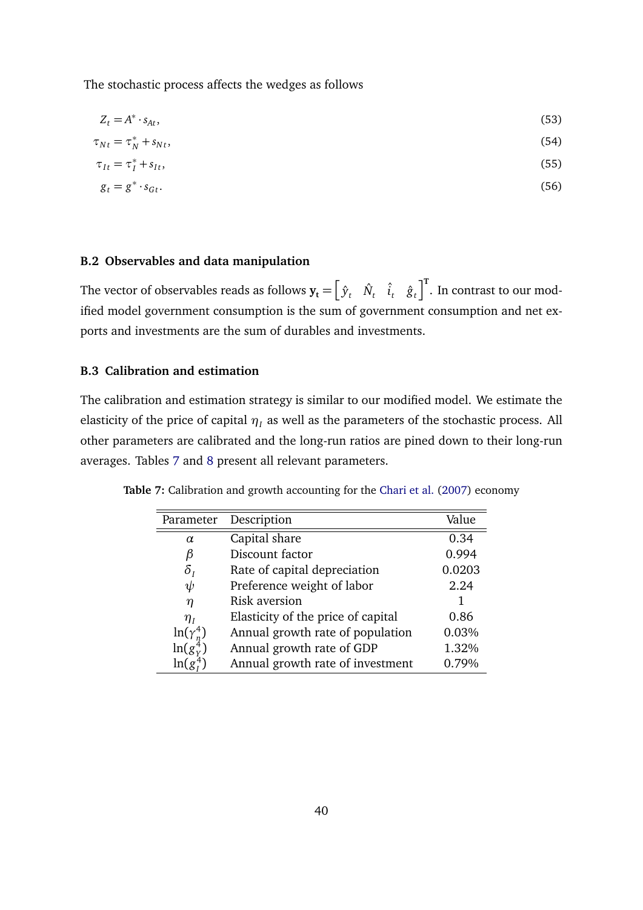The stochastic process affects the wedges as follows

$$Z_t = A^* \cdot s_{At}, \tag{53}$$

$$\tau_{Nt} = \tau_N^* + s_{Nt}, \tag{54}$$

$$\tau_{It} = \tau_I^* + s_{It}, \tag{55}$$

$$g_t = g^* \cdot s_{Gt}. \tag{56}$$

### B.2 Observables and data manipulation

The vector of observables reads as follows $\mathbf{y_t} = \begin{bmatrix} \hat{y}_t & \hat{N}_t & \hat{i}_t & \hat{g}_t \end{bmatrix}^{\mathbf{T}}$. In contrast to our modified model government consumption is the sum of government consumption and net exports and investments are the sum of durables and investments.

### B.3 Calibration and estimation

The calibration and estimation strategy is similar to our modified model. We estimate the elasticity of the price of capital $\eta_I$ as well as the parameters of the stochastic process. All other parameters are calibrated and the long-run ratios are pined down to their long-run averages. Tables 7 and 8 present all relevant parameters.

**Table 7:** Calibration and growth accounting for the Chari et al. (2007) economy

| Parameter | Description | Value |
|---|---|---|
| $\alpha$ | Capital share | 0.34 |
| $\beta$ | Discount factor | 0.994 |
| $\delta_I$ | Rate of capital depreciation | 0.0203 |
| $\psi$ | Preference weight of labor | 2.24 |
| $\eta$ | Risk aversion | 1 |
| $\eta_I$ | Elasticity of the price of capital | 0.86 |
| $\ln(\gamma_n^4)$ | Annual growth rate of population | 0.03% |
| $\ln(g_Y^4)$ | Annual growth rate of GDP | 1.32% |
| $\ln(g_I^4)$ | Annual growth rate of investment | 0.79% |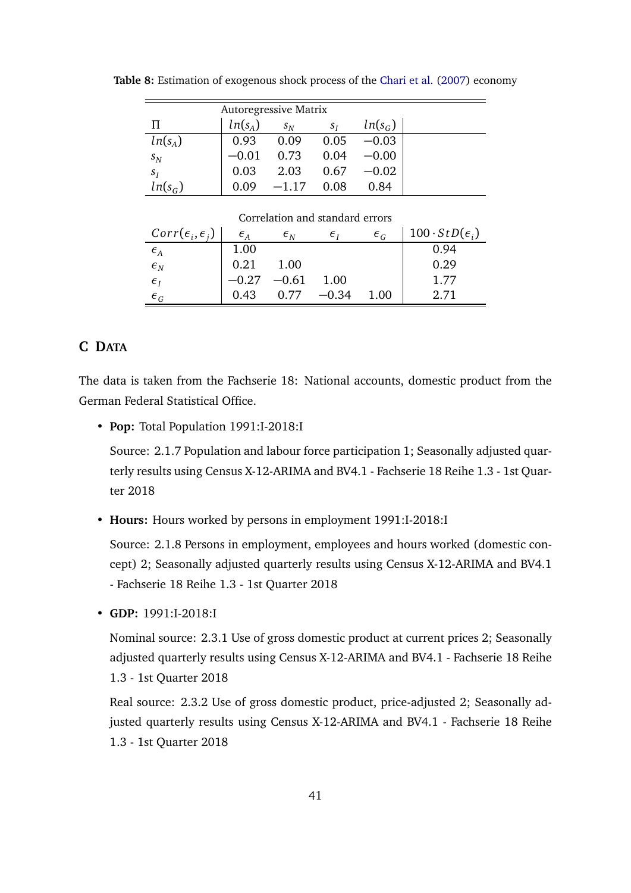**Table 8:** Estimation of exogenous shock process of the Chari et al. (2007) economy

| Autoregressive Matrix | | | | | |
|---|---|---|---|---|---|
| $\Pi$ | $ln(s_A)$ | $s_N$ | $s_I$ | $ln(s_G)$ | |
| $ln(s_A)$ | 0.93 | 0.09 | 0.05 | $-0.03$ | |
| $s_N$ | $-0.01$ | 0.73 | 0.04 | $-0.00$ | |
| $s_I$ | 0.03 | 2.03 | 0.67 | $-0.02$ | |
| $ln(s_G)$ | 0.09 | $-1.17$ | 0.08 | 0.84 | |
| Correlation and standard errors | | | | | |
| $Corr(\epsilon_i, \epsilon_j)$ | $\epsilon_A$ | $\epsilon_N$ | $\epsilon_I$ | $\epsilon_G$ | $100 \cdot StD(\epsilon_i)$ |
| $\epsilon_A$ | 1.00 | | | | 0.94 |
| $\epsilon_N$ | 0.21 | 1.00 | | | 0.29 |
| $\epsilon_I$ | $-0.27$ | $-0.61$ | 1.00 | | 1.77 |
| $\epsilon_G$ | 0.43 | 0.77 | $-0.34$ | 1.00 | 2.71 |

## C Data

The data is taken from the Fachserie 18: National accounts, domestic product from the German Federal Statistical Office.

- **Pop:** Total Population 1991:I-2018:I

  Source: 2.1.7 Population and labour force participation 1; Seasonally adjusted quarterly results using Census X-12-ARIMA and BV4.1 - Fachserie 18 Reihe 1.3 - 1st Quarter 2018

- **Hours:** Hours worked by persons in employment 1991:I-2018:I

  Source: 2.1.8 Persons in employment, employees and hours worked (domestic concept) 2; Seasonally adjusted quarterly results using Census X-12-ARIMA and BV4.1 - Fachserie 18 Reihe 1.3 - 1st Quarter 2018

- **GDP:** 1991:I-2018:I

  Nominal source: 2.3.1 Use of gross domestic product at current prices 2; Seasonally adjusted quarterly results using Census X-12-ARIMA and BV4.1 - Fachserie 18 Reihe 1.3 - 1st Quarter 2018

  Real source: 2.3.2 Use of gross domestic product, price-adjusted 2; Seasonally adjusted quarterly results using Census X-12-ARIMA and BV4.1 - Fachserie 18 Reihe 1.3 - 1st Quarter 2018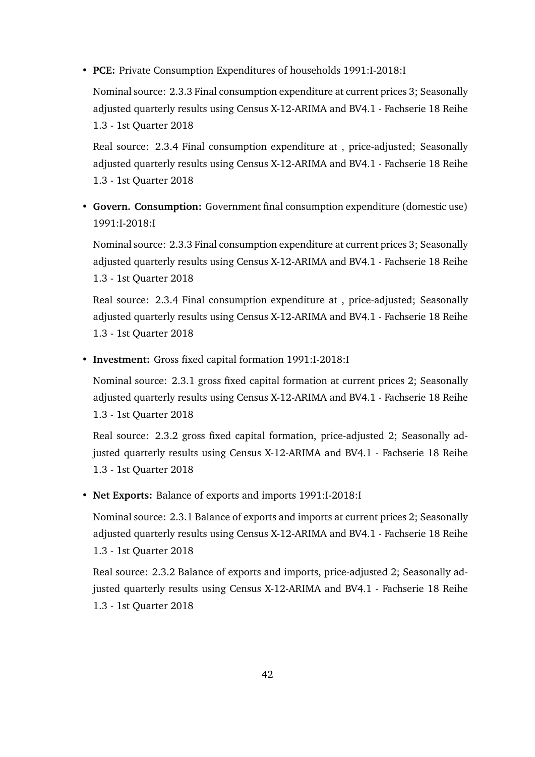- **PCE:** Private Consumption Expenditures of households 1991:I-2018:I

  Nominal source: 2.3.3 Final consumption expenditure at current prices 3; Seasonally adjusted quarterly results using Census X-12-ARIMA and BV4.1 - Fachserie 18 Reihe 1.3 - 1st Quarter 2018

  Real source: 2.3.4 Final consumption expenditure at , price-adjusted; Seasonally adjusted quarterly results using Census X-12-ARIMA and BV4.1 - Fachserie 18 Reihe 1.3 - 1st Quarter 2018

- **Govern. Consumption:** Government final consumption expenditure (domestic use) 1991:I-2018:I

  Nominal source: 2.3.3 Final consumption expenditure at current prices 3; Seasonally adjusted quarterly results using Census X-12-ARIMA and BV4.1 - Fachserie 18 Reihe 1.3 - 1st Quarter 2018

  Real source: 2.3.4 Final consumption expenditure at , price-adjusted; Seasonally adjusted quarterly results using Census X-12-ARIMA and BV4.1 - Fachserie 18 Reihe 1.3 - 1st Quarter 2018

- **Investment:** Gross fixed capital formation 1991:I-2018:I

  Nominal source: 2.3.1 gross fixed capital formation at current prices 2; Seasonally adjusted quarterly results using Census X-12-ARIMA and BV4.1 - Fachserie 18 Reihe 1.3 - 1st Quarter 2018

  Real source: 2.3.2 gross fixed capital formation, price-adjusted 2; Seasonally adjusted quarterly results using Census X-12-ARIMA and BV4.1 - Fachserie 18 Reihe 1.3 - 1st Quarter 2018

- **Net Exports:** Balance of exports and imports 1991:I-2018:I

  Nominal source: 2.3.1 Balance of exports and imports at current prices 2; Seasonally adjusted quarterly results using Census X-12-ARIMA and BV4.1 - Fachserie 18 Reihe 1.3 - 1st Quarter 2018

  Real source: 2.3.2 Balance of exports and imports, price-adjusted 2; Seasonally adjusted quarterly results using Census X-12-ARIMA and BV4.1 - Fachserie 18 Reihe 1.3 - 1st Quarter 2018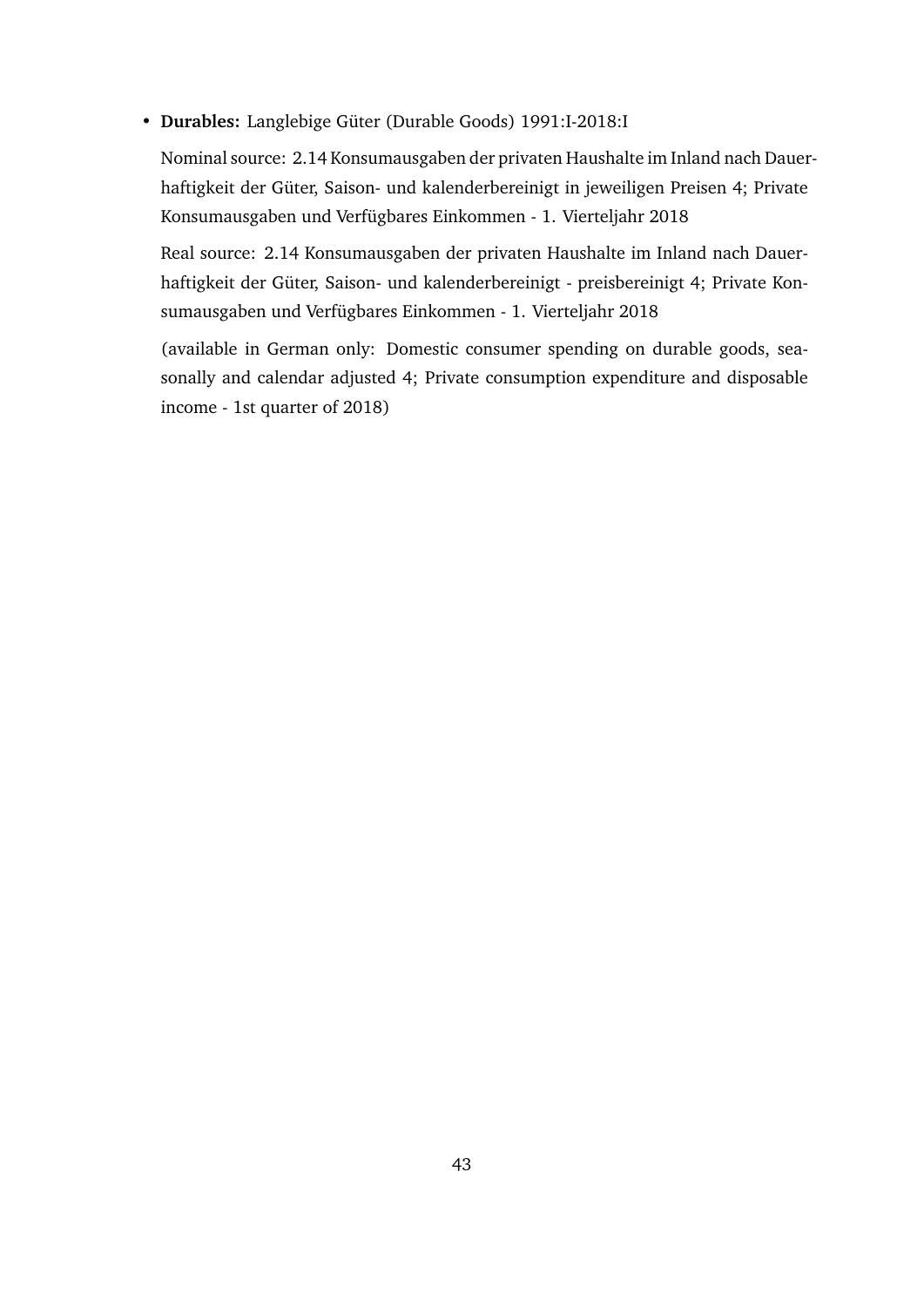- **Durables:** Langlebige Güter (Durable Goods) 1991:I-2018:I

  Nominal source: 2.14 Konsumausgaben der privaten Haushalte im Inland nach Dauerhaftigkeit der Güter, Saison- und kalenderbereinigt in jeweiligen Preisen 4; Private Konsumausgaben und Verfügbares Einkommen - 1. Vierteljahr 2018

  Real source: 2.14 Konsumausgaben der privaten Haushalte im Inland nach Dauerhaftigkeit der Güter, Saison- und kalenderbereinigt - preisbereinigt 4; Private Konsumausgaben und Verfügbares Einkommen - 1. Vierteljahr 2018

  (available in German only: Domestic consumer spending on durable goods, seasonally and calendar adjusted 4; Private consumption expenditure and disposable income - 1st quarter of 2018)